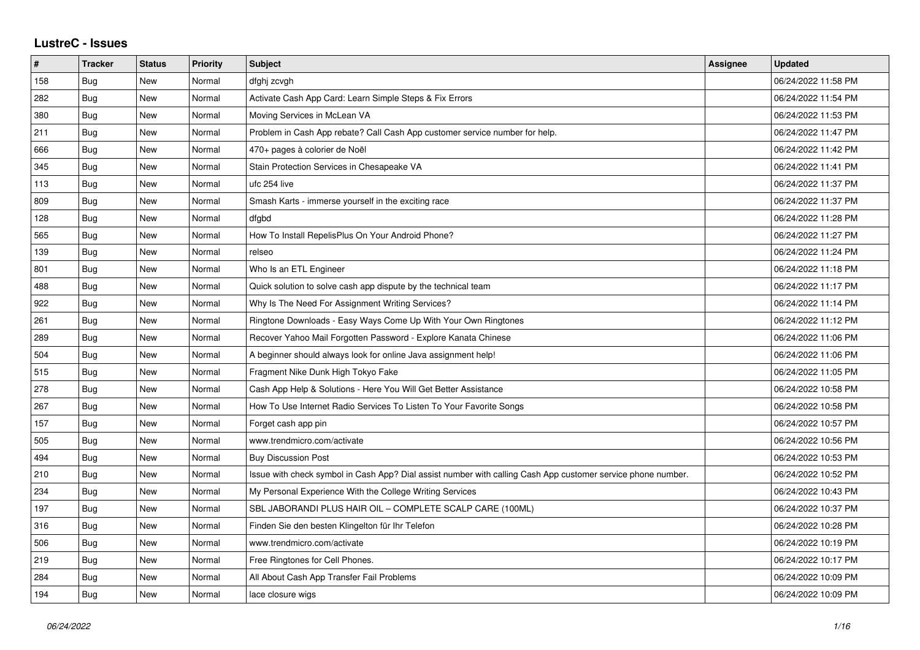# LustreC - Issues

| # | Tracker | Status | Priority | Subject | Assignee | Updated |
|---|---|---|---|---|---|---|
| 158 | Bug | New | Normal | dfghj zcvgh | | 06/24/2022 11:58 PM |
| 282 | Bug | New | Normal | Activate Cash App Card: Learn Simple Steps & Fix Errors | | 06/24/2022 11:54 PM |
| 380 | Bug | New | Normal | Moving Services in McLean VA | | 06/24/2022 11:53 PM |
| 211 | Bug | New | Normal | Problem in Cash App rebate? Call Cash App customer service number for help. | | 06/24/2022 11:47 PM |
| 666 | Bug | New | Normal | 470+ pages à colorier de Noël | | 06/24/2022 11:42 PM |
| 345 | Bug | New | Normal | Stain Protection Services in Chesapeake VA | | 06/24/2022 11:41 PM |
| 113 | Bug | New | Normal | ufc 254 live | | 06/24/2022 11:37 PM |
| 809 | Bug | New | Normal | Smash Karts - immerse yourself in the exciting race | | 06/24/2022 11:37 PM |
| 128 | Bug | New | Normal | dfgbd | | 06/24/2022 11:28 PM |
| 565 | Bug | New | Normal | How To Install RepelisPlus On Your Android Phone? | | 06/24/2022 11:27 PM |
| 139 | Bug | New | Normal | relseo | | 06/24/2022 11:24 PM |
| 801 | Bug | New | Normal | Who Is an ETL Engineer | | 06/24/2022 11:18 PM |
| 488 | Bug | New | Normal | Quick solution to solve cash app dispute by the technical team | | 06/24/2022 11:17 PM |
| 922 | Bug | New | Normal | Why Is The Need For Assignment Writing Services? | | 06/24/2022 11:14 PM |
| 261 | Bug | New | Normal | Ringtone Downloads - Easy Ways Come Up With Your Own Ringtones | | 06/24/2022 11:12 PM |
| 289 | Bug | New | Normal | Recover Yahoo Mail Forgotten Password - Explore Kanata Chinese | | 06/24/2022 11:06 PM |
| 504 | Bug | New | Normal | A beginner should always look for online Java assignment help! | | 06/24/2022 11:06 PM |
| 515 | Bug | New | Normal | Fragment Nike Dunk High Tokyo Fake | | 06/24/2022 11:05 PM |
| 278 | Bug | New | Normal | Cash App Help & Solutions - Here You Will Get Better Assistance | | 06/24/2022 10:58 PM |
| 267 | Bug | New | Normal | How To Use Internet Radio Services To Listen To Your Favorite Songs | | 06/24/2022 10:58 PM |
| 157 | Bug | New | Normal | Forget cash app pin | | 06/24/2022 10:57 PM |
| 505 | Bug | New | Normal | www.trendmicro.com/activate | | 06/24/2022 10:56 PM |
| 494 | Bug | New | Normal | Buy Discussion Post | | 06/24/2022 10:53 PM |
| 210 | Bug | New | Normal | Issue with check symbol in Cash App? Dial assist number with calling Cash App customer service phone number. | | 06/24/2022 10:52 PM |
| 234 | Bug | New | Normal | My Personal Experience With the College Writing Services | | 06/24/2022 10:43 PM |
| 197 | Bug | New | Normal | SBL JABORANDI PLUS HAIR OIL – COMPLETE SCALP CARE (100ML) | | 06/24/2022 10:37 PM |
| 316 | Bug | New | Normal | Finden Sie den besten Klingelton für Ihr Telefon | | 06/24/2022 10:28 PM |
| 506 | Bug | New | Normal | www.trendmicro.com/activate | | 06/24/2022 10:19 PM |
| 219 | Bug | New | Normal | Free Ringtones for Cell Phones. | | 06/24/2022 10:17 PM |
| 284 | Bug | New | Normal | All About Cash App Transfer Fail Problems | | 06/24/2022 10:09 PM |
| 194 | Bug | New | Normal | lace closure wigs | | 06/24/2022 10:09 PM |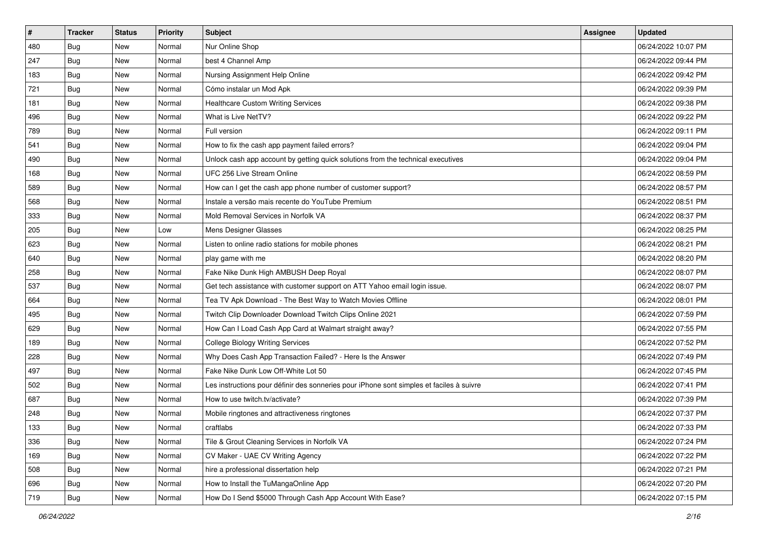| # | Tracker | Status | Priority | Subject | Assignee | Updated |
|---|---|---|---|---|---|---|
| 480 | Bug | New | Normal | Nur Online Shop | | 06/24/2022 10:07 PM |
| 247 | Bug | New | Normal | best 4 Channel Amp | | 06/24/2022 09:44 PM |
| 183 | Bug | New | Normal | Nursing Assignment Help Online | | 06/24/2022 09:42 PM |
| 721 | Bug | New | Normal | Cómo instalar un Mod Apk | | 06/24/2022 09:39 PM |
| 181 | Bug | New | Normal | Healthcare Custom Writing Services | | 06/24/2022 09:38 PM |
| 496 | Bug | New | Normal | What is Live NetTV? | | 06/24/2022 09:22 PM |
| 789 | Bug | New | Normal | Full version | | 06/24/2022 09:11 PM |
| 541 | Bug | New | Normal | How to fix the cash app payment failed errors? | | 06/24/2022 09:04 PM |
| 490 | Bug | New | Normal | Unlock cash app account by getting quick solutions from the technical executives | | 06/24/2022 09:04 PM |
| 168 | Bug | New | Normal | UFC 256 Live Stream Online | | 06/24/2022 08:59 PM |
| 589 | Bug | New | Normal | How can I get the cash app phone number of customer support? | | 06/24/2022 08:57 PM |
| 568 | Bug | New | Normal | Instale a versão mais recente do YouTube Premium | | 06/24/2022 08:51 PM |
| 333 | Bug | New | Normal | Mold Removal Services in Norfolk VA | | 06/24/2022 08:37 PM |
| 205 | Bug | New | Low | Mens Designer Glasses | | 06/24/2022 08:25 PM |
| 623 | Bug | New | Normal | Listen to online radio stations for mobile phones | | 06/24/2022 08:21 PM |
| 640 | Bug | New | Normal | play game with me | | 06/24/2022 08:20 PM |
| 258 | Bug | New | Normal | Fake Nike Dunk High AMBUSH Deep Royal | | 06/24/2022 08:07 PM |
| 537 | Bug | New | Normal | Get tech assistance with customer support on ATT Yahoo email login issue. | | 06/24/2022 08:07 PM |
| 664 | Bug | New | Normal | Tea TV Apk Download - The Best Way to Watch Movies Offline | | 06/24/2022 08:01 PM |
| 495 | Bug | New | Normal | Twitch Clip Downloader Download Twitch Clips Online 2021 | | 06/24/2022 07:59 PM |
| 629 | Bug | New | Normal | How Can I Load Cash App Card at Walmart straight away? | | 06/24/2022 07:55 PM |
| 189 | Bug | New | Normal | College Biology Writing Services | | 06/24/2022 07:52 PM |
| 228 | Bug | New | Normal | Why Does Cash App Transaction Failed? - Here Is the Answer | | 06/24/2022 07:49 PM |
| 497 | Bug | New | Normal | Fake Nike Dunk Low Off-White Lot 50 | | 06/24/2022 07:45 PM |
| 502 | Bug | New | Normal | Les instructions pour définir des sonneries pour iPhone sont simples et faciles à suivre | | 06/24/2022 07:41 PM |
| 687 | Bug | New | Normal | How to use twitch.tv/activate? | | 06/24/2022 07:39 PM |
| 248 | Bug | New | Normal | Mobile ringtones and attractiveness ringtones | | 06/24/2022 07:37 PM |
| 133 | Bug | New | Normal | craftlabs | | 06/24/2022 07:33 PM |
| 336 | Bug | New | Normal | Tile & Grout Cleaning Services in Norfolk VA | | 06/24/2022 07:24 PM |
| 169 | Bug | New | Normal | CV Maker - UAE CV Writing Agency | | 06/24/2022 07:22 PM |
| 508 | Bug | New | Normal | hire a professional dissertation help | | 06/24/2022 07:21 PM |
| 696 | Bug | New | Normal | How to Install the TuMangaOnline App | | 06/24/2022 07:20 PM |
| 719 | Bug | New | Normal | How Do I Send $5000 Through Cash App Account With Ease? | | 06/24/2022 07:15 PM |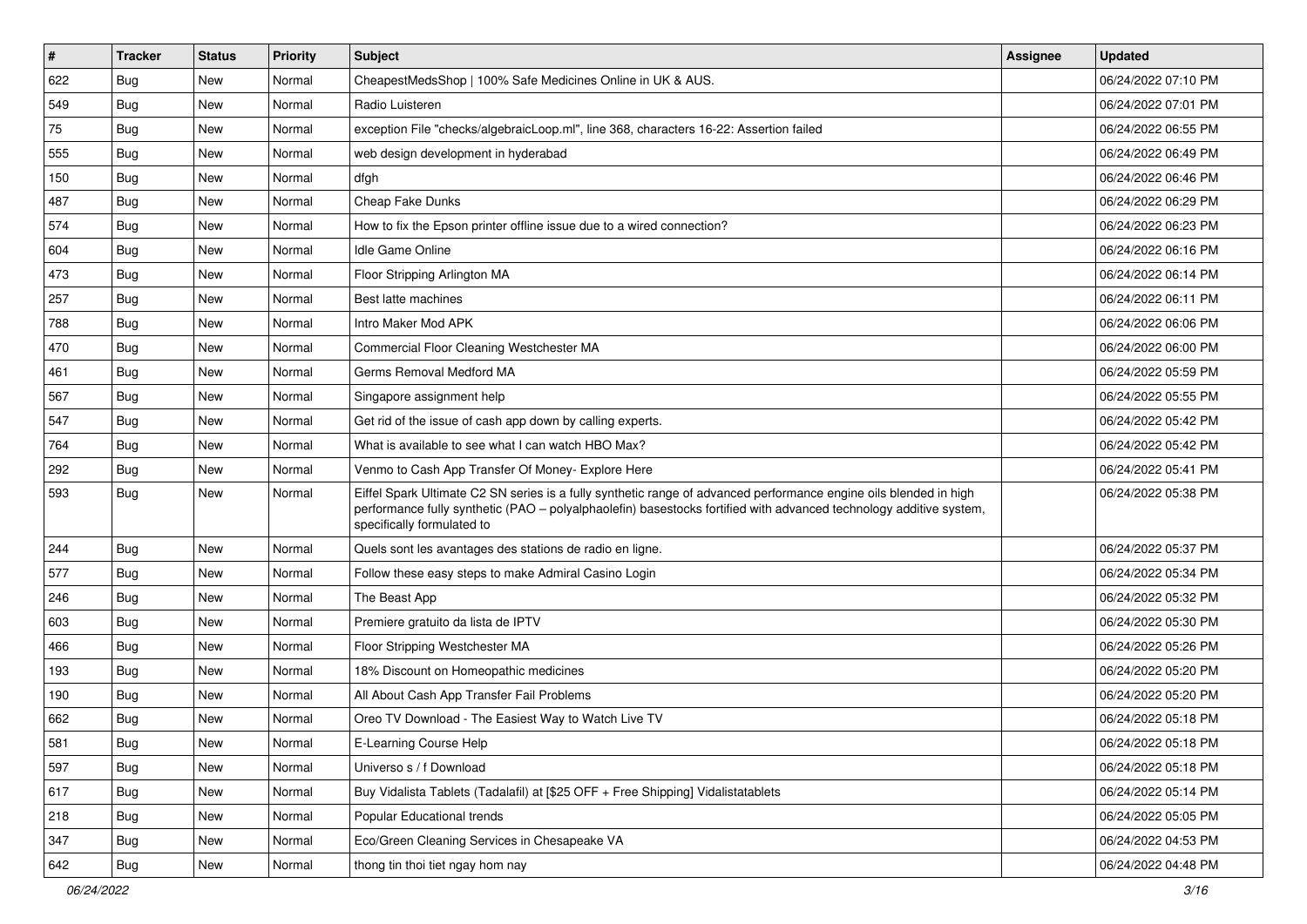| # | Tracker | Status | Priority | Subject | Assignee | Updated |
| --- | --- | --- | --- | --- | --- | --- |
| 622 | Bug | New | Normal | CheapestMedsShop \| 100% Safe Medicines Online in UK & AUS. | | 06/24/2022 07:10 PM |
| 549 | Bug | New | Normal | Radio Luisteren | | 06/24/2022 07:01 PM |
| 75 | Bug | New | Normal | exception File "checks/algebraicLoop.ml", line 368, characters 16-22: Assertion failed | | 06/24/2022 06:55 PM |
| 555 | Bug | New | Normal | web design development in hyderabad | | 06/24/2022 06:49 PM |
| 150 | Bug | New | Normal | dfgh | | 06/24/2022 06:46 PM |
| 487 | Bug | New | Normal | Cheap Fake Dunks | | 06/24/2022 06:29 PM |
| 574 | Bug | New | Normal | How to fix the Epson printer offline issue due to a wired connection? | | 06/24/2022 06:23 PM |
| 604 | Bug | New | Normal | Idle Game Online | | 06/24/2022 06:16 PM |
| 473 | Bug | New | Normal | Floor Stripping Arlington MA | | 06/24/2022 06:14 PM |
| 257 | Bug | New | Normal | Best latte machines | | 06/24/2022 06:11 PM |
| 788 | Bug | New | Normal | Intro Maker Mod APK | | 06/24/2022 06:06 PM |
| 470 | Bug | New | Normal | Commercial Floor Cleaning Westchester MA | | 06/24/2022 06:00 PM |
| 461 | Bug | New | Normal | Germs Removal Medford MA | | 06/24/2022 05:59 PM |
| 567 | Bug | New | Normal | Singapore assignment help | | 06/24/2022 05:55 PM |
| 547 | Bug | New | Normal | Get rid of the issue of cash app down by calling experts. | | 06/24/2022 05:42 PM |
| 764 | Bug | New | Normal | What is available to see what I can watch HBO Max? | | 06/24/2022 05:42 PM |
| 292 | Bug | New | Normal | Venmo to Cash App Transfer Of Money- Explore Here | | 06/24/2022 05:41 PM |
| 593 | Bug | New | Normal | Eiffel Spark Ultimate C2 SN series is a fully synthetic range of advanced performance engine oils blended in high performance fully synthetic (PAO – polyalphaolefin) basestocks fortified with advanced technology additive system, specifically formulated to | | 06/24/2022 05:38 PM |
| 244 | Bug | New | Normal | Quels sont les avantages des stations de radio en ligne. | | 06/24/2022 05:37 PM |
| 577 | Bug | New | Normal | Follow these easy steps to make Admiral Casino Login | | 06/24/2022 05:34 PM |
| 246 | Bug | New | Normal | The Beast App | | 06/24/2022 05:32 PM |
| 603 | Bug | New | Normal | Premiere gratuito da lista de IPTV | | 06/24/2022 05:30 PM |
| 466 | Bug | New | Normal | Floor Stripping Westchester MA | | 06/24/2022 05:26 PM |
| 193 | Bug | New | Normal | 18% Discount on Homeopathic medicines | | 06/24/2022 05:20 PM |
| 190 | Bug | New | Normal | All About Cash App Transfer Fail Problems | | 06/24/2022 05:20 PM |
| 662 | Bug | New | Normal | Oreo TV Download - The Easiest Way to Watch Live TV | | 06/24/2022 05:18 PM |
| 581 | Bug | New | Normal | E-Learning Course Help | | 06/24/2022 05:18 PM |
| 597 | Bug | New | Normal | Universo s / f Download | | 06/24/2022 05:18 PM |
| 617 | Bug | New | Normal | Buy Vidalista Tablets (Tadalafil) at [$25 OFF + Free Shipping] Vidalistatablets | | 06/24/2022 05:14 PM |
| 218 | Bug | New | Normal | Popular Educational trends | | 06/24/2022 05:05 PM |
| 347 | Bug | New | Normal | Eco/Green Cleaning Services in Chesapeake VA | | 06/24/2022 04:53 PM |
| 642 | Bug | New | Normal | thong tin thoi tiet ngay hom nay | | 06/24/2022 04:48 PM |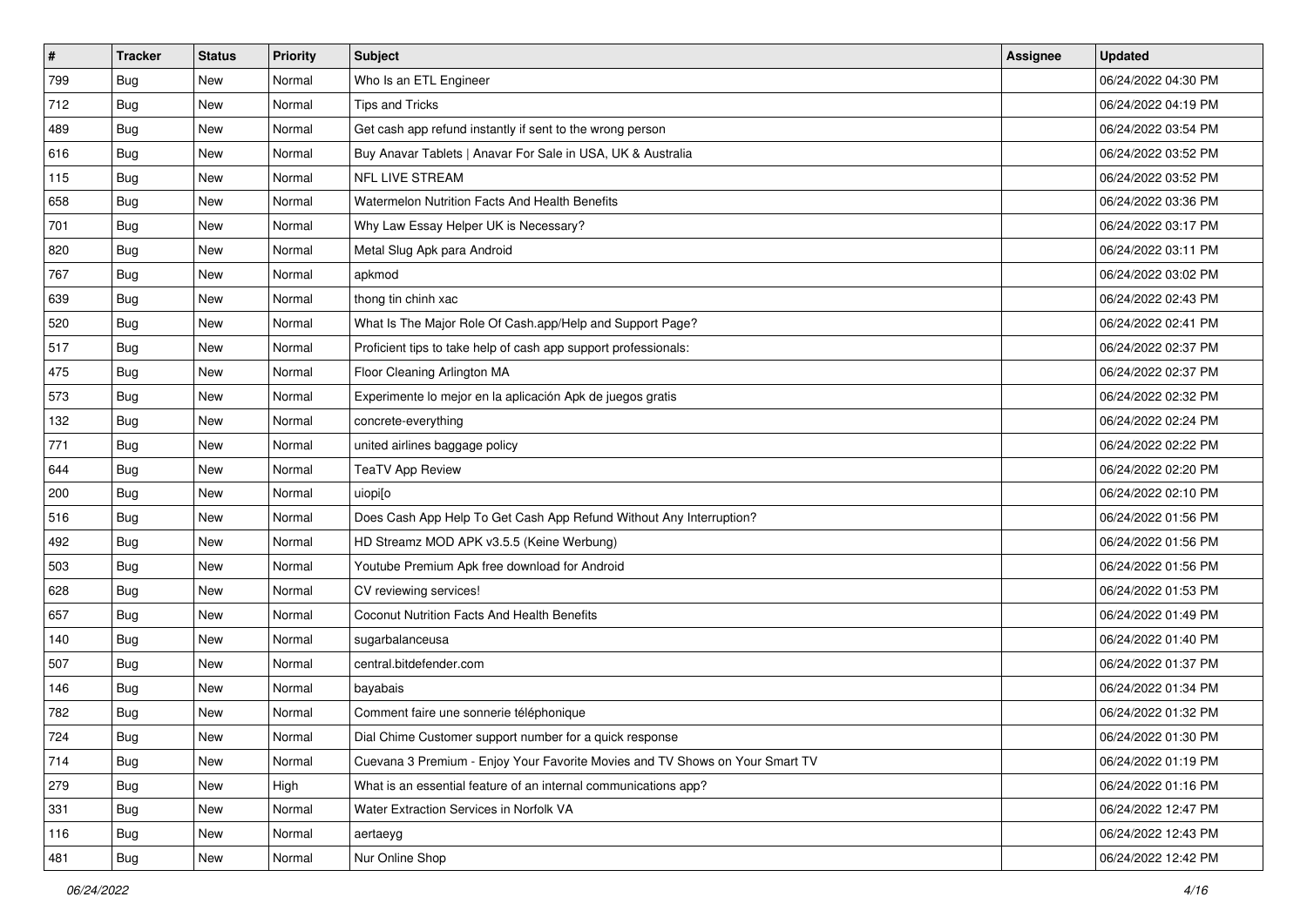| # | Tracker | Status | Priority | Subject | Assignee | Updated |
|---|---|---|---|---|---|---|
| 799 | Bug | New | Normal | Who Is an ETL Engineer | | 06/24/2022 04:30 PM |
| 712 | Bug | New | Normal | Tips and Tricks | | 06/24/2022 04:19 PM |
| 489 | Bug | New | Normal | Get cash app refund instantly if sent to the wrong person | | 06/24/2022 03:54 PM |
| 616 | Bug | New | Normal | Buy Anavar Tablets \| Anavar For Sale in USA, UK & Australia | | 06/24/2022 03:52 PM |
| 115 | Bug | New | Normal | NFL LIVE STREAM | | 06/24/2022 03:52 PM |
| 658 | Bug | New | Normal | Watermelon Nutrition Facts And Health Benefits | | 06/24/2022 03:36 PM |
| 701 | Bug | New | Normal | Why Law Essay Helper UK is Necessary? | | 06/24/2022 03:17 PM |
| 820 | Bug | New | Normal | Metal Slug Apk para Android | | 06/24/2022 03:11 PM |
| 767 | Bug | New | Normal | apkmod | | 06/24/2022 03:02 PM |
| 639 | Bug | New | Normal | thong tin chinh xac | | 06/24/2022 02:43 PM |
| 520 | Bug | New | Normal | What Is The Major Role Of Cash.app/Help and Support Page? | | 06/24/2022 02:41 PM |
| 517 | Bug | New | Normal | Proficient tips to take help of cash app support professionals: | | 06/24/2022 02:37 PM |
| 475 | Bug | New | Normal | Floor Cleaning Arlington MA | | 06/24/2022 02:37 PM |
| 573 | Bug | New | Normal | Experimente lo mejor en la aplicación Apk de juegos gratis | | 06/24/2022 02:32 PM |
| 132 | Bug | New | Normal | concrete-everything | | 06/24/2022 02:24 PM |
| 771 | Bug | New | Normal | united airlines baggage policy | | 06/24/2022 02:22 PM |
| 644 | Bug | New | Normal | TeaTV App Review | | 06/24/2022 02:20 PM |
| 200 | Bug | New | Normal | uiopi[o | | 06/24/2022 02:10 PM |
| 516 | Bug | New | Normal | Does Cash App Help To Get Cash App Refund Without Any Interruption? | | 06/24/2022 01:56 PM |
| 492 | Bug | New | Normal | HD Streamz MOD APK v3.5.5 (Keine Werbung) | | 06/24/2022 01:56 PM |
| 503 | Bug | New | Normal | Youtube Premium Apk free download for Android | | 06/24/2022 01:56 PM |
| 628 | Bug | New | Normal | CV reviewing services! | | 06/24/2022 01:53 PM |
| 657 | Bug | New | Normal | Coconut Nutrition Facts And Health Benefits | | 06/24/2022 01:49 PM |
| 140 | Bug | New | Normal | sugarbalanceusa | | 06/24/2022 01:40 PM |
| 507 | Bug | New | Normal | central.bitdefender.com | | 06/24/2022 01:37 PM |
| 146 | Bug | New | Normal | bayabais | | 06/24/2022 01:34 PM |
| 782 | Bug | New | Normal | Comment faire une sonnerie téléphonique | | 06/24/2022 01:32 PM |
| 724 | Bug | New | Normal | Dial Chime Customer support number for a quick response | | 06/24/2022 01:30 PM |
| 714 | Bug | New | Normal | Cuevana 3 Premium - Enjoy Your Favorite Movies and TV Shows on Your Smart TV | | 06/24/2022 01:19 PM |
| 279 | Bug | New | High | What is an essential feature of an internal communications app? | | 06/24/2022 01:16 PM |
| 331 | Bug | New | Normal | Water Extraction Services in Norfolk VA | | 06/24/2022 12:47 PM |
| 116 | Bug | New | Normal | aertaeyg | | 06/24/2022 12:43 PM |
| 481 | Bug | New | Normal | Nur Online Shop | | 06/24/2022 12:42 PM |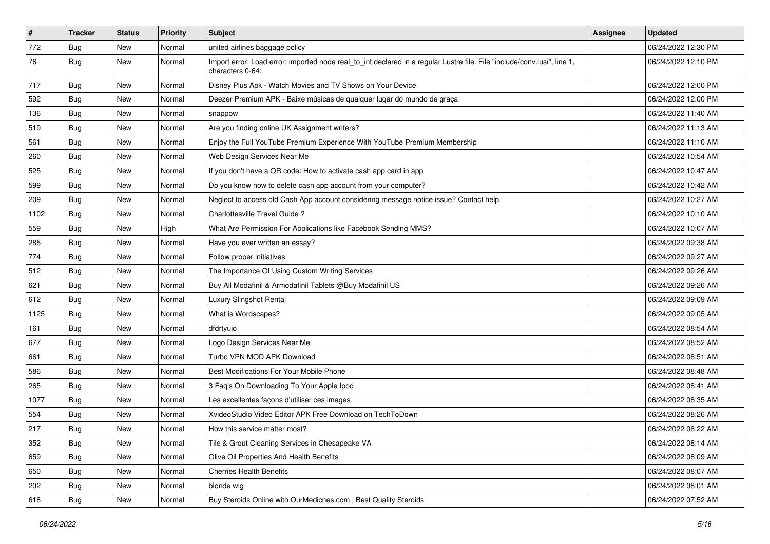| # | Tracker | Status | Priority | Subject | Assignee | Updated |
|---|---|---|---|---|---|---|
| 772 | Bug | New | Normal | united airlines baggage policy | | 06/24/2022 12:30 PM |
| 76 | Bug | New | Normal | Import error: Load error: imported node real_to_int declared in a regular Lustre file. File "include/conv.lusi", line 1, characters 0-64: | | 06/24/2022 12:10 PM |
| 717 | Bug | New | Normal | Disney Plus Apk - Watch Movies and TV Shows on Your Device | | 06/24/2022 12:00 PM |
| 592 | Bug | New | Normal | Deezer Premium APK - Baixe músicas de qualquer lugar do mundo de graça | | 06/24/2022 12:00 PM |
| 136 | Bug | New | Normal | snappow | | 06/24/2022 11:40 AM |
| 519 | Bug | New | Normal | Are you finding online UK Assignment writers? | | 06/24/2022 11:13 AM |
| 561 | Bug | New | Normal | Enjoy the Full YouTube Premium Experience With YouTube Premium Membership | | 06/24/2022 11:10 AM |
| 260 | Bug | New | Normal | Web Design Services Near Me | | 06/24/2022 10:54 AM |
| 525 | Bug | New | Normal | If you don't have a QR code: How to activate cash app card in app | | 06/24/2022 10:47 AM |
| 599 | Bug | New | Normal | Do you know how to delete cash app account from your computer? | | 06/24/2022 10:42 AM |
| 209 | Bug | New | Normal | Neglect to access old Cash App account considering message notice issue? Contact help. | | 06/24/2022 10:27 AM |
| 1102 | Bug | New | Normal | Charlottesville Travel Guide ? | | 06/24/2022 10:10 AM |
| 559 | Bug | New | High | What Are Permission For Applications like Facebook Sending MMS? | | 06/24/2022 10:07 AM |
| 285 | Bug | New | Normal | Have you ever written an essay? | | 06/24/2022 09:38 AM |
| 774 | Bug | New | Normal | Follow proper initiatives | | 06/24/2022 09:27 AM |
| 512 | Bug | New | Normal | The Importance Of Using Custom Writing Services | | 06/24/2022 09:26 AM |
| 621 | Bug | New | Normal | Buy All Modafinil & Armodafinil Tablets @Buy Modafinil US | | 06/24/2022 09:26 AM |
| 612 | Bug | New | Normal | Luxury Slingshot Rental | | 06/24/2022 09:09 AM |
| 1125 | Bug | New | Normal | What is Wordscapes? | | 06/24/2022 09:05 AM |
| 161 | Bug | New | Normal | dfdrtyuio | | 06/24/2022 08:54 AM |
| 677 | Bug | New | Normal | Logo Design Services Near Me | | 06/24/2022 08:52 AM |
| 661 | Bug | New | Normal | Turbo VPN MOD APK Download | | 06/24/2022 08:51 AM |
| 586 | Bug | New | Normal | Best Modifications For Your Mobile Phone | | 06/24/2022 08:48 AM |
| 265 | Bug | New | Normal | 3 Faq's On Downloading To Your Apple Ipod | | 06/24/2022 08:41 AM |
| 1077 | Bug | New | Normal | Les excellentes façons d'utiliser ces images | | 06/24/2022 08:35 AM |
| 554 | Bug | New | Normal | XvideoStudio Video Editor APK Free Download on TechToDown | | 06/24/2022 08:26 AM |
| 217 | Bug | New | Normal | How this service matter most? | | 06/24/2022 08:22 AM |
| 352 | Bug | New | Normal | Tile & Grout Cleaning Services in Chesapeake VA | | 06/24/2022 08:14 AM |
| 659 | Bug | New | Normal | Olive Oil Properties And Health Benefits | | 06/24/2022 08:09 AM |
| 650 | Bug | New | Normal | Cherries Health Benefits | | 06/24/2022 08:07 AM |
| 202 | Bug | New | Normal | blonde wig | | 06/24/2022 08:01 AM |
| 618 | Bug | New | Normal | Buy Steroids Online with OurMedicnes.com \| Best Quality Steroids | | 06/24/2022 07:52 AM |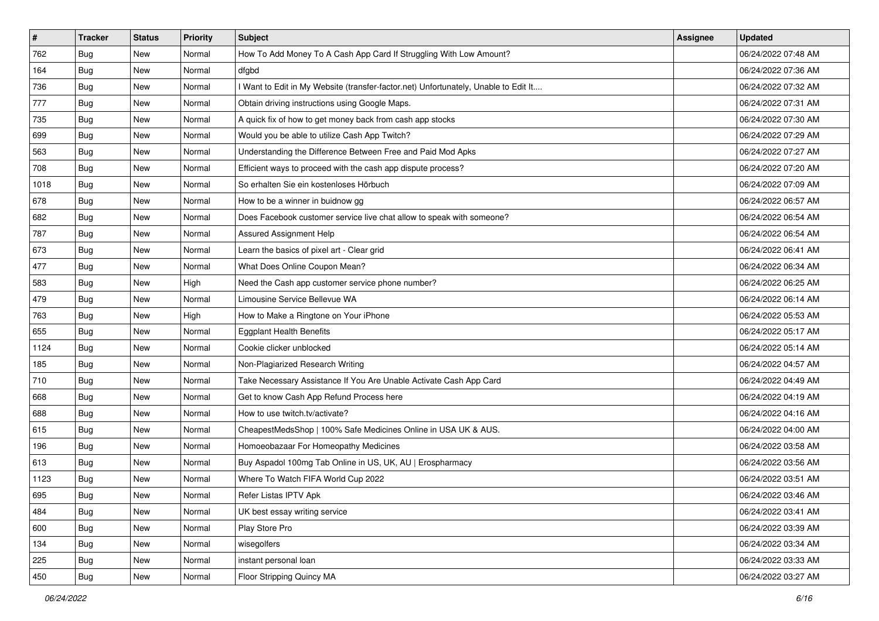| # | Tracker | Status | Priority | Subject | Assignee | Updated |
|---|---|---|---|---|---|---|
| 762 | Bug | New | Normal | How To Add Money To A Cash App Card If Struggling With Low Amount? | | 06/24/2022 07:48 AM |
| 164 | Bug | New | Normal | dfgbd | | 06/24/2022 07:36 AM |
| 736 | Bug | New | Normal | I Want to Edit in My Website (transfer-factor.net) Unfortunately, Unable to Edit It.... | | 06/24/2022 07:32 AM |
| 777 | Bug | New | Normal | Obtain driving instructions using Google Maps. | | 06/24/2022 07:31 AM |
| 735 | Bug | New | Normal | A quick fix of how to get money back from cash app stocks | | 06/24/2022 07:30 AM |
| 699 | Bug | New | Normal | Would you be able to utilize Cash App Twitch? | | 06/24/2022 07:29 AM |
| 563 | Bug | New | Normal | Understanding the Difference Between Free and Paid Mod Apks | | 06/24/2022 07:27 AM |
| 708 | Bug | New | Normal | Efficient ways to proceed with the cash app dispute process? | | 06/24/2022 07:20 AM |
| 1018 | Bug | New | Normal | So erhalten Sie ein kostenloses Hörbuch | | 06/24/2022 07:09 AM |
| 678 | Bug | New | Normal | How to be a winner in buidnow gg | | 06/24/2022 06:57 AM |
| 682 | Bug | New | Normal | Does Facebook customer service live chat allow to speak with someone? | | 06/24/2022 06:54 AM |
| 787 | Bug | New | Normal | Assured Assignment Help | | 06/24/2022 06:54 AM |
| 673 | Bug | New | Normal | Learn the basics of pixel art - Clear grid | | 06/24/2022 06:41 AM |
| 477 | Bug | New | Normal | What Does Online Coupon Mean? | | 06/24/2022 06:34 AM |
| 583 | Bug | New | High | Need the Cash app customer service phone number? | | 06/24/2022 06:25 AM |
| 479 | Bug | New | Normal | Limousine Service Bellevue WA | | 06/24/2022 06:14 AM |
| 763 | Bug | New | High | How to Make a Ringtone on Your iPhone | | 06/24/2022 05:53 AM |
| 655 | Bug | New | Normal | Eggplant Health Benefits | | 06/24/2022 05:17 AM |
| 1124 | Bug | New | Normal | Cookie clicker unblocked | | 06/24/2022 05:14 AM |
| 185 | Bug | New | Normal | Non-Plagiarized Research Writing | | 06/24/2022 04:57 AM |
| 710 | Bug | New | Normal | Take Necessary Assistance If You Are Unable Activate Cash App Card | | 06/24/2022 04:49 AM |
| 668 | Bug | New | Normal | Get to know Cash App Refund Process here | | 06/24/2022 04:19 AM |
| 688 | Bug | New | Normal | How to use twitch.tv/activate? | | 06/24/2022 04:16 AM |
| 615 | Bug | New | Normal | CheapestMedsShop \| 100% Safe Medicines Online in USA UK & AUS. | | 06/24/2022 04:00 AM |
| 196 | Bug | New | Normal | Homoeobazaar For Homeopathy Medicines | | 06/24/2022 03:58 AM |
| 613 | Bug | New | Normal | Buy Aspadol 100mg Tab Online in US, UK, AU \| Erospharmacy | | 06/24/2022 03:56 AM |
| 1123 | Bug | New | Normal | Where To Watch FIFA World Cup 2022 | | 06/24/2022 03:51 AM |
| 695 | Bug | New | Normal | Refer Listas IPTV Apk | | 06/24/2022 03:46 AM |
| 484 | Bug | New | Normal | UK best essay writing service | | 06/24/2022 03:41 AM |
| 600 | Bug | New | Normal | Play Store Pro | | 06/24/2022 03:39 AM |
| 134 | Bug | New | Normal | wisegolfers | | 06/24/2022 03:34 AM |
| 225 | Bug | New | Normal | instant personal loan | | 06/24/2022 03:33 AM |
| 450 | Bug | New | Normal | Floor Stripping Quincy MA | | 06/24/2022 03:27 AM |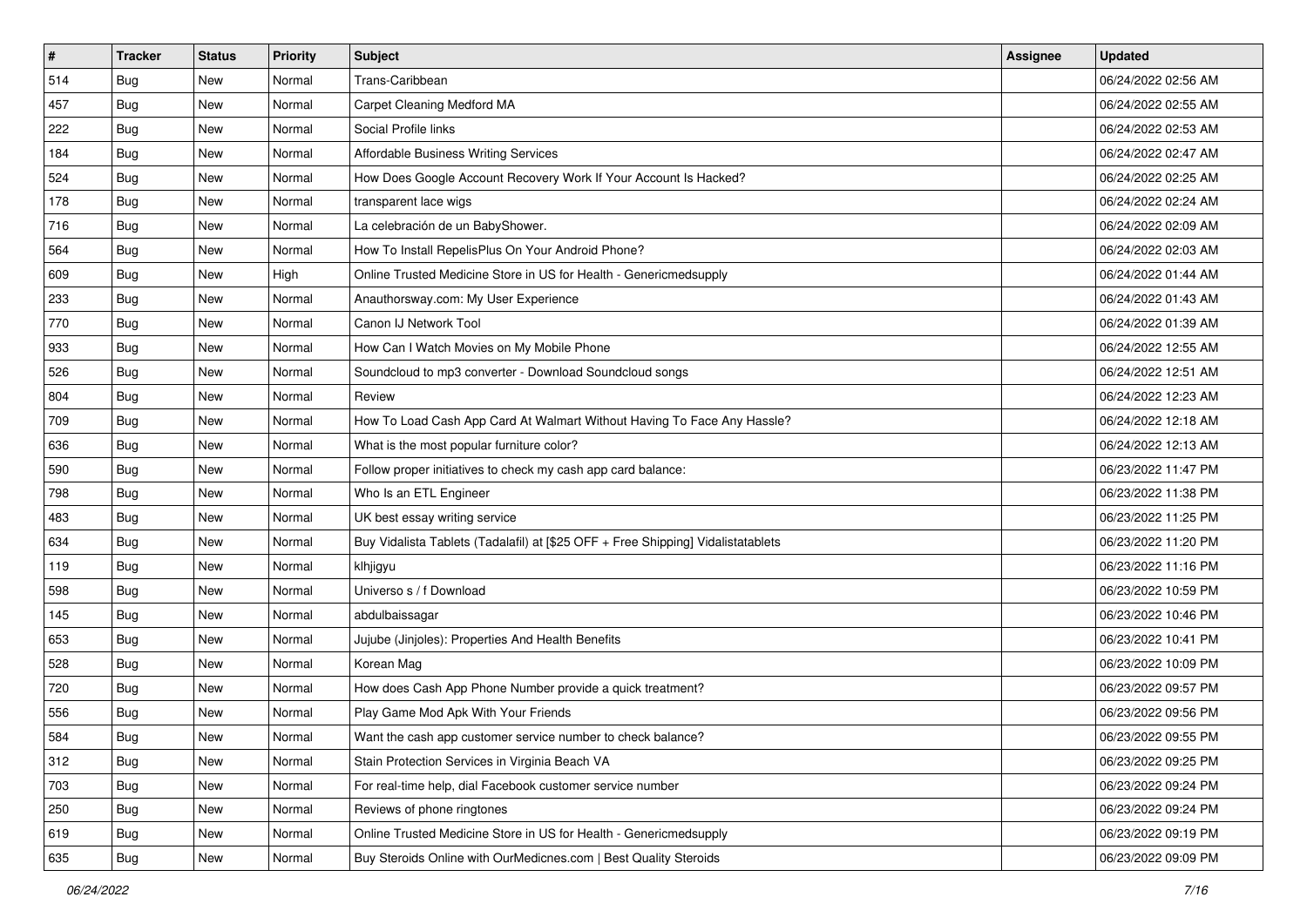| # | Tracker | Status | Priority | Subject | Assignee | Updated |
|---|---|---|---|---|---|---|
| 514 | Bug | New | Normal | Trans-Caribbean | | 06/24/2022 02:56 AM |
| 457 | Bug | New | Normal | Carpet Cleaning Medford MA | | 06/24/2022 02:55 AM |
| 222 | Bug | New | Normal | Social Profile links | | 06/24/2022 02:53 AM |
| 184 | Bug | New | Normal | Affordable Business Writing Services | | 06/24/2022 02:47 AM |
| 524 | Bug | New | Normal | How Does Google Account Recovery Work If Your Account Is Hacked? | | 06/24/2022 02:25 AM |
| 178 | Bug | New | Normal | transparent lace wigs | | 06/24/2022 02:24 AM |
| 716 | Bug | New | Normal | La celebración de un BabyShower. | | 06/24/2022 02:09 AM |
| 564 | Bug | New | Normal | How To Install RepelisPlus On Your Android Phone? | | 06/24/2022 02:03 AM |
| 609 | Bug | New | High | Online Trusted Medicine Store in US for Health - Genericmedsupply | | 06/24/2022 01:44 AM |
| 233 | Bug | New | Normal | Anauthorsway.com: My User Experience | | 06/24/2022 01:43 AM |
| 770 | Bug | New | Normal | Canon IJ Network Tool | | 06/24/2022 01:39 AM |
| 933 | Bug | New | Normal | How Can I Watch Movies on My Mobile Phone | | 06/24/2022 12:55 AM |
| 526 | Bug | New | Normal | Soundcloud to mp3 converter - Download Soundcloud songs | | 06/24/2022 12:51 AM |
| 804 | Bug | New | Normal | Review | | 06/24/2022 12:23 AM |
| 709 | Bug | New | Normal | How To Load Cash App Card At Walmart Without Having To Face Any Hassle? | | 06/24/2022 12:18 AM |
| 636 | Bug | New | Normal | What is the most popular furniture color? | | 06/24/2022 12:13 AM |
| 590 | Bug | New | Normal | Follow proper initiatives to check my cash app card balance: | | 06/23/2022 11:47 PM |
| 798 | Bug | New | Normal | Who Is an ETL Engineer | | 06/23/2022 11:38 PM |
| 483 | Bug | New | Normal | UK best essay writing service | | 06/23/2022 11:25 PM |
| 634 | Bug | New | Normal | Buy Vidalista Tablets (Tadalafil) at [$25 OFF + Free Shipping] Vidalistatablets | | 06/23/2022 11:20 PM |
| 119 | Bug | New | Normal | klhjigyu | | 06/23/2022 11:16 PM |
| 598 | Bug | New | Normal | Universo s / f Download | | 06/23/2022 10:59 PM |
| 145 | Bug | New | Normal | abdulbaissagar | | 06/23/2022 10:46 PM |
| 653 | Bug | New | Normal | Jujube (Jinjoles): Properties And Health Benefits | | 06/23/2022 10:41 PM |
| 528 | Bug | New | Normal | Korean Mag | | 06/23/2022 10:09 PM |
| 720 | Bug | New | Normal | How does Cash App Phone Number provide a quick treatment? | | 06/23/2022 09:57 PM |
| 556 | Bug | New | Normal | Play Game Mod Apk With Your Friends | | 06/23/2022 09:56 PM |
| 584 | Bug | New | Normal | Want the cash app customer service number to check balance? | | 06/23/2022 09:55 PM |
| 312 | Bug | New | Normal | Stain Protection Services in Virginia Beach VA | | 06/23/2022 09:25 PM |
| 703 | Bug | New | Normal | For real-time help, dial Facebook customer service number | | 06/23/2022 09:24 PM |
| 250 | Bug | New | Normal | Reviews of phone ringtones | | 06/23/2022 09:24 PM |
| 619 | Bug | New | Normal | Online Trusted Medicine Store in US for Health - Genericmedsupply | | 06/23/2022 09:19 PM |
| 635 | Bug | New | Normal | Buy Steroids Online with OurMedicnes.com \| Best Quality Steroids | | 06/23/2022 09:09 PM |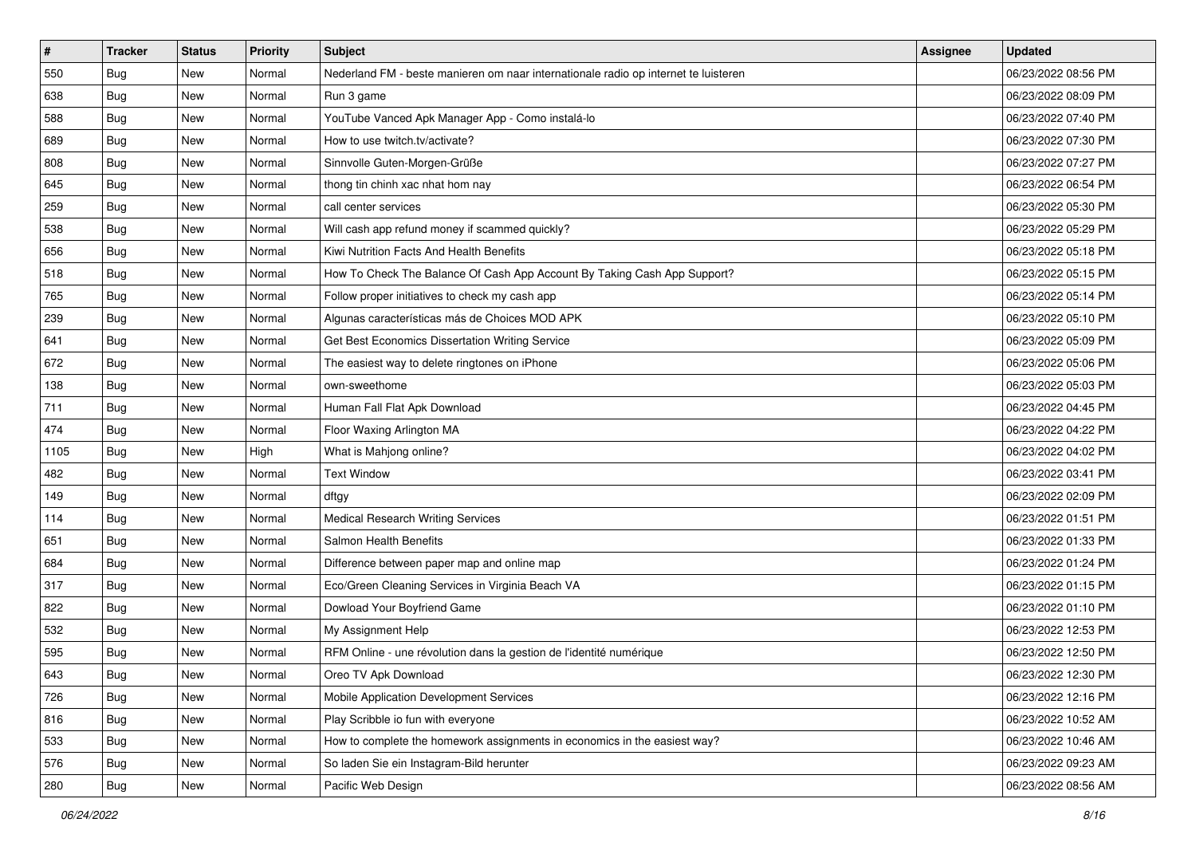| # | Tracker | Status | Priority | Subject | Assignee | Updated |
|---|---|---|---|---|---|---|
| 550 | Bug | New | Normal | Nederland FM - beste manieren om naar internationale radio op internet te luisteren | | 06/23/2022 08:56 PM |
| 638 | Bug | New | Normal | Run 3 game | | 06/23/2022 08:09 PM |
| 588 | Bug | New | Normal | YouTube Vanced Apk Manager App - Como instalá-lo | | 06/23/2022 07:40 PM |
| 689 | Bug | New | Normal | How to use twitch.tv/activate? | | 06/23/2022 07:30 PM |
| 808 | Bug | New | Normal | Sinnvolle Guten-Morgen-Grüße | | 06/23/2022 07:27 PM |
| 645 | Bug | New | Normal | thong tin chinh xac nhat hom nay | | 06/23/2022 06:54 PM |
| 259 | Bug | New | Normal | call center services | | 06/23/2022 05:30 PM |
| 538 | Bug | New | Normal | Will cash app refund money if scammed quickly? | | 06/23/2022 05:29 PM |
| 656 | Bug | New | Normal | Kiwi Nutrition Facts And Health Benefits | | 06/23/2022 05:18 PM |
| 518 | Bug | New | Normal | How To Check The Balance Of Cash App Account By Taking Cash App Support? | | 06/23/2022 05:15 PM |
| 765 | Bug | New | Normal | Follow proper initiatives to check my cash app | | 06/23/2022 05:14 PM |
| 239 | Bug | New | Normal | Algunas características más de Choices MOD APK | | 06/23/2022 05:10 PM |
| 641 | Bug | New | Normal | Get Best Economics Dissertation Writing Service | | 06/23/2022 05:09 PM |
| 672 | Bug | New | Normal | The easiest way to delete ringtones on iPhone | | 06/23/2022 05:06 PM |
| 138 | Bug | New | Normal | own-sweethome | | 06/23/2022 05:03 PM |
| 711 | Bug | New | Normal | Human Fall Flat Apk Download | | 06/23/2022 04:45 PM |
| 474 | Bug | New | Normal | Floor Waxing Arlington MA | | 06/23/2022 04:22 PM |
| 1105 | Bug | New | High | What is Mahjong online? | | 06/23/2022 04:02 PM |
| 482 | Bug | New | Normal | Text Window | | 06/23/2022 03:41 PM |
| 149 | Bug | New | Normal | dftgy | | 06/23/2022 02:09 PM |
| 114 | Bug | New | Normal | Medical Research Writing Services | | 06/23/2022 01:51 PM |
| 651 | Bug | New | Normal | Salmon Health Benefits | | 06/23/2022 01:33 PM |
| 684 | Bug | New | Normal | Difference between paper map and online map | | 06/23/2022 01:24 PM |
| 317 | Bug | New | Normal | Eco/Green Cleaning Services in Virginia Beach VA | | 06/23/2022 01:15 PM |
| 822 | Bug | New | Normal | Dowload Your Boyfriend Game | | 06/23/2022 01:10 PM |
| 532 | Bug | New | Normal | My Assignment Help | | 06/23/2022 12:53 PM |
| 595 | Bug | New | Normal | RFM Online - une révolution dans la gestion de l'identité numérique | | 06/23/2022 12:50 PM |
| 643 | Bug | New | Normal | Oreo TV Apk Download | | 06/23/2022 12:30 PM |
| 726 | Bug | New | Normal | Mobile Application Development Services | | 06/23/2022 12:16 PM |
| 816 | Bug | New | Normal | Play Scribble io fun with everyone | | 06/23/2022 10:52 AM |
| 533 | Bug | New | Normal | How to complete the homework assignments in economics in the easiest way? | | 06/23/2022 10:46 AM |
| 576 | Bug | New | Normal | So laden Sie ein Instagram-Bild herunter | | 06/23/2022 09:23 AM |
| 280 | Bug | New | Normal | Pacific Web Design | | 06/23/2022 08:56 AM |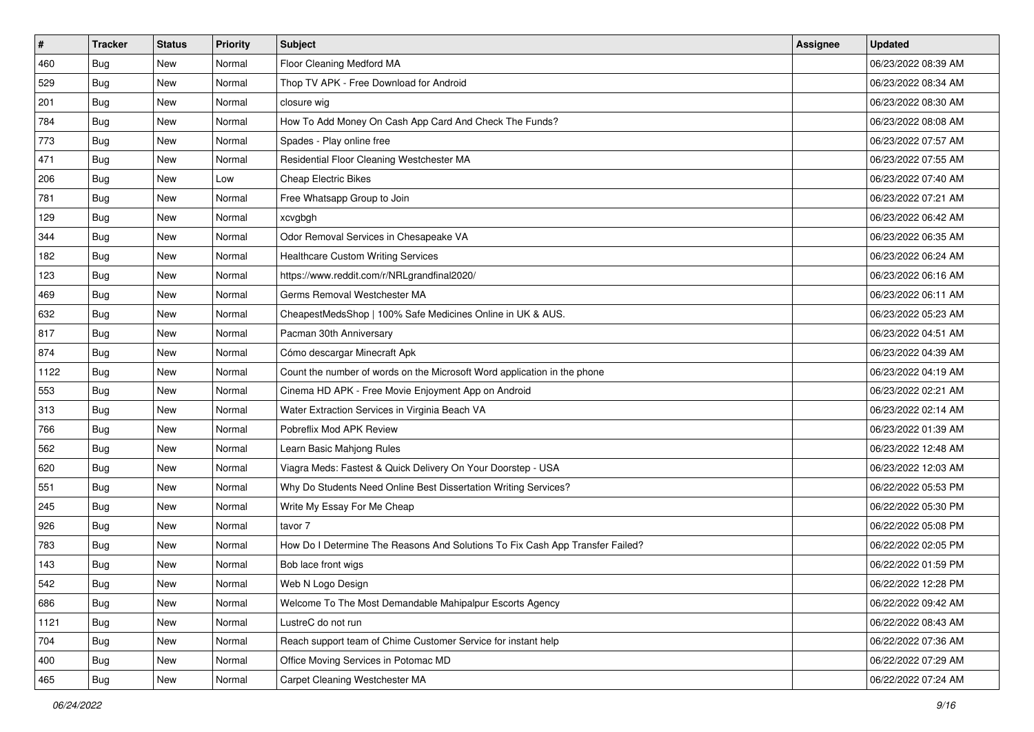| # | Tracker | Status | Priority | Subject | Assignee | Updated |
|---|---|---|---|---|---|---|
| 460 | Bug | New | Normal | Floor Cleaning Medford MA | | 06/23/2022 08:39 AM |
| 529 | Bug | New | Normal | Thop TV APK - Free Download for Android | | 06/23/2022 08:34 AM |
| 201 | Bug | New | Normal | closure wig | | 06/23/2022 08:30 AM |
| 784 | Bug | New | Normal | How To Add Money On Cash App Card And Check The Funds? | | 06/23/2022 08:08 AM |
| 773 | Bug | New | Normal | Spades - Play online free | | 06/23/2022 07:57 AM |
| 471 | Bug | New | Normal | Residential Floor Cleaning Westchester MA | | 06/23/2022 07:55 AM |
| 206 | Bug | New | Low | Cheap Electric Bikes | | 06/23/2022 07:40 AM |
| 781 | Bug | New | Normal | Free Whatsapp Group to Join | | 06/23/2022 07:21 AM |
| 129 | Bug | New | Normal | xcvgbgh | | 06/23/2022 06:42 AM |
| 344 | Bug | New | Normal | Odor Removal Services in Chesapeake VA | | 06/23/2022 06:35 AM |
| 182 | Bug | New | Normal | Healthcare Custom Writing Services | | 06/23/2022 06:24 AM |
| 123 | Bug | New | Normal | https://www.reddit.com/r/NRLgrandfinal2020/ | | 06/23/2022 06:16 AM |
| 469 | Bug | New | Normal | Germs Removal Westchester MA | | 06/23/2022 06:11 AM |
| 632 | Bug | New | Normal | CheapestMedsShop \| 100% Safe Medicines Online in UK & AUS. | | 06/23/2022 05:23 AM |
| 817 | Bug | New | Normal | Pacman 30th Anniversary | | 06/23/2022 04:51 AM |
| 874 | Bug | New | Normal | Cómo descargar Minecraft Apk | | 06/23/2022 04:39 AM |
| 1122 | Bug | New | Normal | Count the number of words on the Microsoft Word application in the phone | | 06/23/2022 04:19 AM |
| 553 | Bug | New | Normal | Cinema HD APK - Free Movie Enjoyment App on Android | | 06/23/2022 02:21 AM |
| 313 | Bug | New | Normal | Water Extraction Services in Virginia Beach VA | | 06/23/2022 02:14 AM |
| 766 | Bug | New | Normal | Pobreflix Mod APK Review | | 06/23/2022 01:39 AM |
| 562 | Bug | New | Normal | Learn Basic Mahjong Rules | | 06/23/2022 12:48 AM |
| 620 | Bug | New | Normal | Viagra Meds: Fastest & Quick Delivery On Your Doorstep - USA | | 06/23/2022 12:03 AM |
| 551 | Bug | New | Normal | Why Do Students Need Online Best Dissertation Writing Services? | | 06/22/2022 05:53 PM |
| 245 | Bug | New | Normal | Write My Essay For Me Cheap | | 06/22/2022 05:30 PM |
| 926 | Bug | New | Normal | tavor 7 | | 06/22/2022 05:08 PM |
| 783 | Bug | New | Normal | How Do I Determine The Reasons And Solutions To Fix Cash App Transfer Failed? | | 06/22/2022 02:05 PM |
| 143 | Bug | New | Normal | Bob lace front wigs | | 06/22/2022 01:59 PM |
| 542 | Bug | New | Normal | Web N Logo Design | | 06/22/2022 12:28 PM |
| 686 | Bug | New | Normal | Welcome To The Most Demandable Mahipalpur Escorts Agency | | 06/22/2022 09:42 AM |
| 1121 | Bug | New | Normal | LustreC do not run | | 06/22/2022 08:43 AM |
| 704 | Bug | New | Normal | Reach support team of Chime Customer Service for instant help | | 06/22/2022 07:36 AM |
| 400 | Bug | New | Normal | Office Moving Services in Potomac MD | | 06/22/2022 07:29 AM |
| 465 | Bug | New | Normal | Carpet Cleaning Westchester MA | | 06/22/2022 07:24 AM |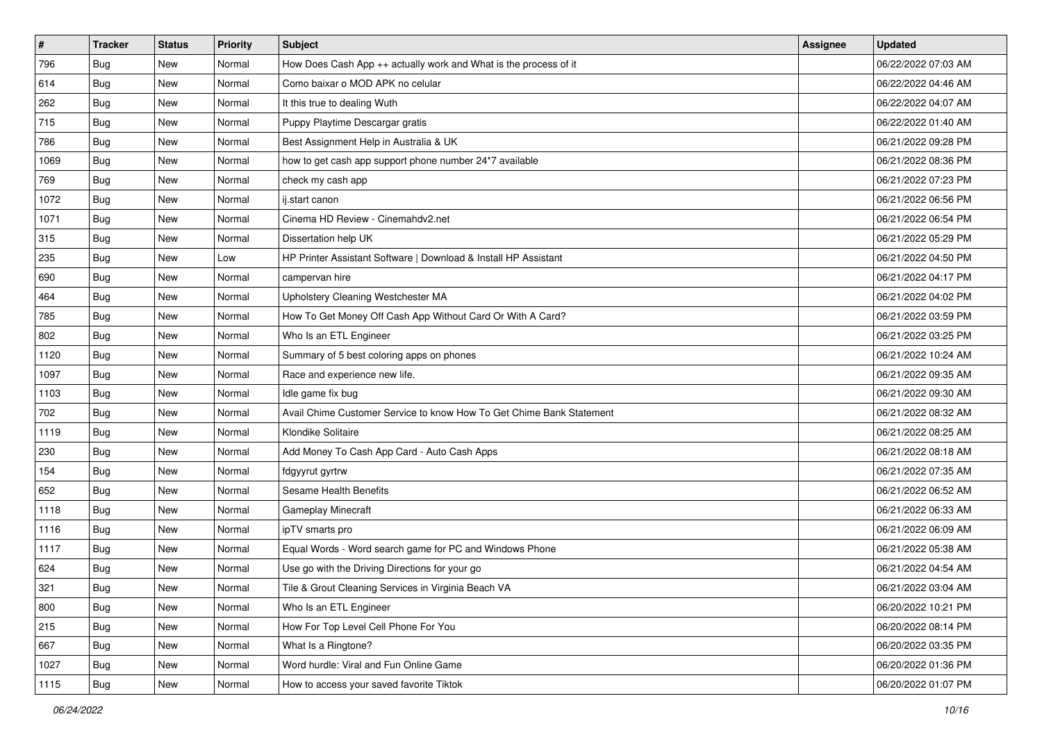| # | Tracker | Status | Priority | Subject | Assignee | Updated |
|---|---|---|---|---|---|---|
| 796 | Bug | New | Normal | How Does Cash App ++ actually work and What is the process of it | | 06/22/2022 07:03 AM |
| 614 | Bug | New | Normal | Como baixar o MOD APK no celular | | 06/22/2022 04:46 AM |
| 262 | Bug | New | Normal | It this true to dealing Wuth | | 06/22/2022 04:07 AM |
| 715 | Bug | New | Normal | Puppy Playtime Descargar gratis | | 06/22/2022 01:40 AM |
| 786 | Bug | New | Normal | Best Assignment Help in Australia & UK | | 06/21/2022 09:28 PM |
| 1069 | Bug | New | Normal | how to get cash app support phone number 24*7 available | | 06/21/2022 08:36 PM |
| 769 | Bug | New | Normal | check my cash app | | 06/21/2022 07:23 PM |
| 1072 | Bug | New | Normal | ij.start canon | | 06/21/2022 06:56 PM |
| 1071 | Bug | New | Normal | Cinema HD Review - Cinemahdv2.net | | 06/21/2022 06:54 PM |
| 315 | Bug | New | Normal | Dissertation help UK | | 06/21/2022 05:29 PM |
| 235 | Bug | New | Low | HP Printer Assistant Software \| Download & Install HP Assistant | | 06/21/2022 04:50 PM |
| 690 | Bug | New | Normal | campervan hire | | 06/21/2022 04:17 PM |
| 464 | Bug | New | Normal | Upholstery Cleaning Westchester MA | | 06/21/2022 04:02 PM |
| 785 | Bug | New | Normal | How To Get Money Off Cash App Without Card Or With A Card? | | 06/21/2022 03:59 PM |
| 802 | Bug | New | Normal | Who Is an ETL Engineer | | 06/21/2022 03:25 PM |
| 1120 | Bug | New | Normal | Summary of 5 best coloring apps on phones | | 06/21/2022 10:24 AM |
| 1097 | Bug | New | Normal | Race and experience new life. | | 06/21/2022 09:35 AM |
| 1103 | Bug | New | Normal | Idle game fix bug | | 06/21/2022 09:30 AM |
| 702 | Bug | New | Normal | Avail Chime Customer Service to know How To Get Chime Bank Statement | | 06/21/2022 08:32 AM |
| 1119 | Bug | New | Normal | Klondike Solitaire | | 06/21/2022 08:25 AM |
| 230 | Bug | New | Normal | Add Money To Cash App Card - Auto Cash Apps | | 06/21/2022 08:18 AM |
| 154 | Bug | New | Normal | fdgyyrut gyrtrw | | 06/21/2022 07:35 AM |
| 652 | Bug | New | Normal | Sesame Health Benefits | | 06/21/2022 06:52 AM |
| 1118 | Bug | New | Normal | Gameplay Minecraft | | 06/21/2022 06:33 AM |
| 1116 | Bug | New | Normal | ipTV smarts pro | | 06/21/2022 06:09 AM |
| 1117 | Bug | New | Normal | Equal Words - Word search game for PC and Windows Phone | | 06/21/2022 05:38 AM |
| 624 | Bug | New | Normal | Use go with the Driving Directions for your go | | 06/21/2022 04:54 AM |
| 321 | Bug | New | Normal | Tile & Grout Cleaning Services in Virginia Beach VA | | 06/21/2022 03:04 AM |
| 800 | Bug | New | Normal | Who Is an ETL Engineer | | 06/20/2022 10:21 PM |
| 215 | Bug | New | Normal | How For Top Level Cell Phone For You | | 06/20/2022 08:14 PM |
| 667 | Bug | New | Normal | What Is a Ringtone? | | 06/20/2022 03:35 PM |
| 1027 | Bug | New | Normal | Word hurdle: Viral and Fun Online Game | | 06/20/2022 01:36 PM |
| 1115 | Bug | New | Normal | How to access your saved favorite Tiktok | | 06/20/2022 01:07 PM |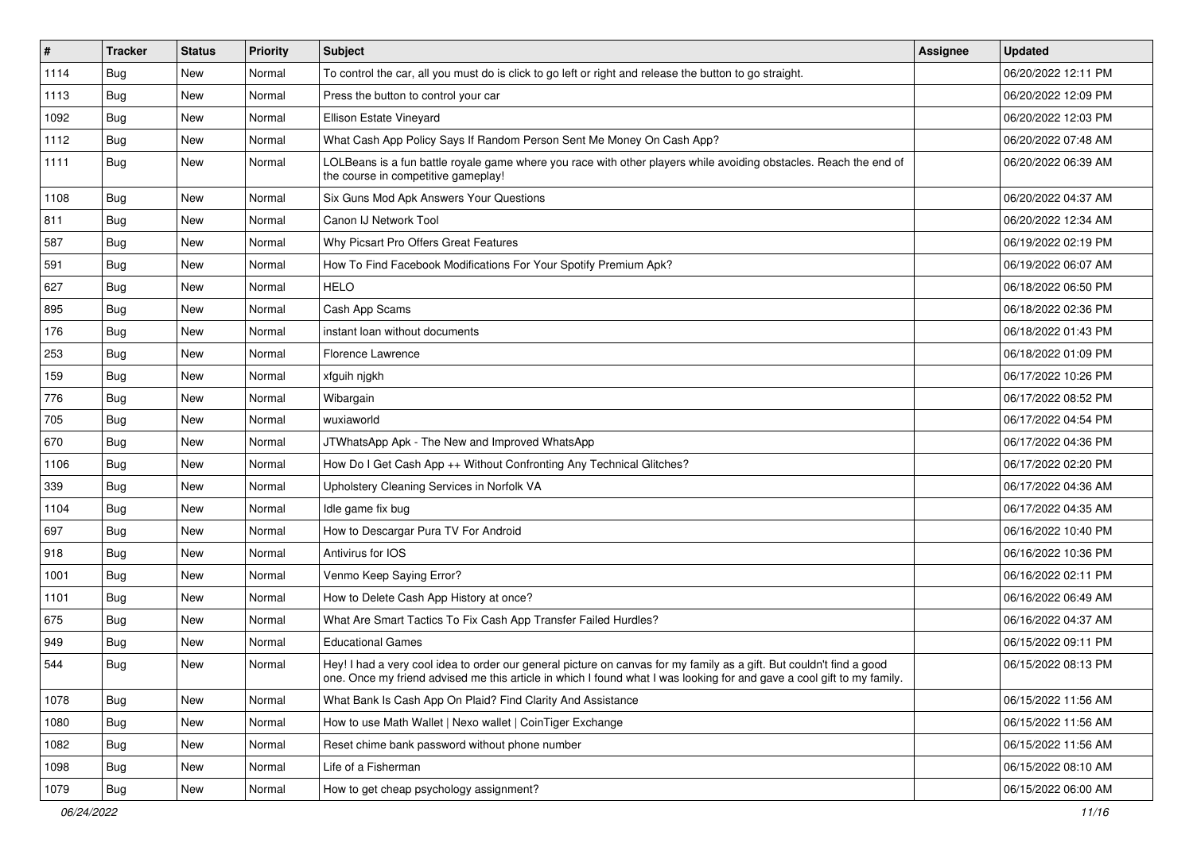| # | Tracker | Status | Priority | Subject | Assignee | Updated |
|---|---|---|---|---|---|---|
| 1114 | Bug | New | Normal | To control the car, all you must do is click to go left or right and release the button to go straight. | | 06/20/2022 12:11 PM |
| 1113 | Bug | New | Normal | Press the button to control your car | | 06/20/2022 12:09 PM |
| 1092 | Bug | New | Normal | Ellison Estate Vineyard | | 06/20/2022 12:03 PM |
| 1112 | Bug | New | Normal | What Cash App Policy Says If Random Person Sent Me Money On Cash App? | | 06/20/2022 07:48 AM |
| 1111 | Bug | New | Normal | LOLBeans is a fun battle royale game where you race with other players while avoiding obstacles. Reach the end of the course in competitive gameplay! | | 06/20/2022 06:39 AM |
| 1108 | Bug | New | Normal | Six Guns Mod Apk Answers Your Questions | | 06/20/2022 04:37 AM |
| 811 | Bug | New | Normal | Canon IJ Network Tool | | 06/20/2022 12:34 AM |
| 587 | Bug | New | Normal | Why Picsart Pro Offers Great Features | | 06/19/2022 02:19 PM |
| 591 | Bug | New | Normal | How To Find Facebook Modifications For Your Spotify Premium Apk? | | 06/19/2022 06:07 AM |
| 627 | Bug | New | Normal | HELO | | 06/18/2022 06:50 PM |
| 895 | Bug | New | Normal | Cash App Scams | | 06/18/2022 02:36 PM |
| 176 | Bug | New | Normal | instant loan without documents | | 06/18/2022 01:43 PM |
| 253 | Bug | New | Normal | Florence Lawrence | | 06/18/2022 01:09 PM |
| 159 | Bug | New | Normal | xfguih njgkh | | 06/17/2022 10:26 PM |
| 776 | Bug | New | Normal | Wibargain | | 06/17/2022 08:52 PM |
| 705 | Bug | New | Normal | wuxiaworld | | 06/17/2022 04:54 PM |
| 670 | Bug | New | Normal | JTWhatsApp Apk - The New and Improved WhatsApp | | 06/17/2022 04:36 PM |
| 1106 | Bug | New | Normal | How Do I Get Cash App ++ Without Confronting Any Technical Glitches? | | 06/17/2022 02:20 PM |
| 339 | Bug | New | Normal | Upholstery Cleaning Services in Norfolk VA | | 06/17/2022 04:36 AM |
| 1104 | Bug | New | Normal | Idle game fix bug | | 06/17/2022 04:35 AM |
| 697 | Bug | New | Normal | How to Descargar Pura TV For Android | | 06/16/2022 10:40 PM |
| 918 | Bug | New | Normal | Antivirus for IOS | | 06/16/2022 10:36 PM |
| 1001 | Bug | New | Normal | Venmo Keep Saying Error? | | 06/16/2022 02:11 PM |
| 1101 | Bug | New | Normal | How to Delete Cash App History at once? | | 06/16/2022 06:49 AM |
| 675 | Bug | New | Normal | What Are Smart Tactics To Fix Cash App Transfer Failed Hurdles? | | 06/16/2022 04:37 AM |
| 949 | Bug | New | Normal | Educational Games | | 06/15/2022 09:11 PM |
| 544 | Bug | New | Normal | Hey! I had a very cool idea to order our general picture on canvas for my family as a gift. But couldn't find a good one. Once my friend advised me this article in which I found what I was looking for and gave a cool gift to my family. | | 06/15/2022 08:13 PM |
| 1078 | Bug | New | Normal | What Bank Is Cash App On Plaid? Find Clarity And Assistance | | 06/15/2022 11:56 AM |
| 1080 | Bug | New | Normal | How to use Math Wallet \| Nexo wallet \| CoinTiger Exchange | | 06/15/2022 11:56 AM |
| 1082 | Bug | New | Normal | Reset chime bank password without phone number | | 06/15/2022 11:56 AM |
| 1098 | Bug | New | Normal | Life of a Fisherman | | 06/15/2022 08:10 AM |
| 1079 | Bug | New | Normal | How to get cheap psychology assignment? | | 06/15/2022 06:00 AM |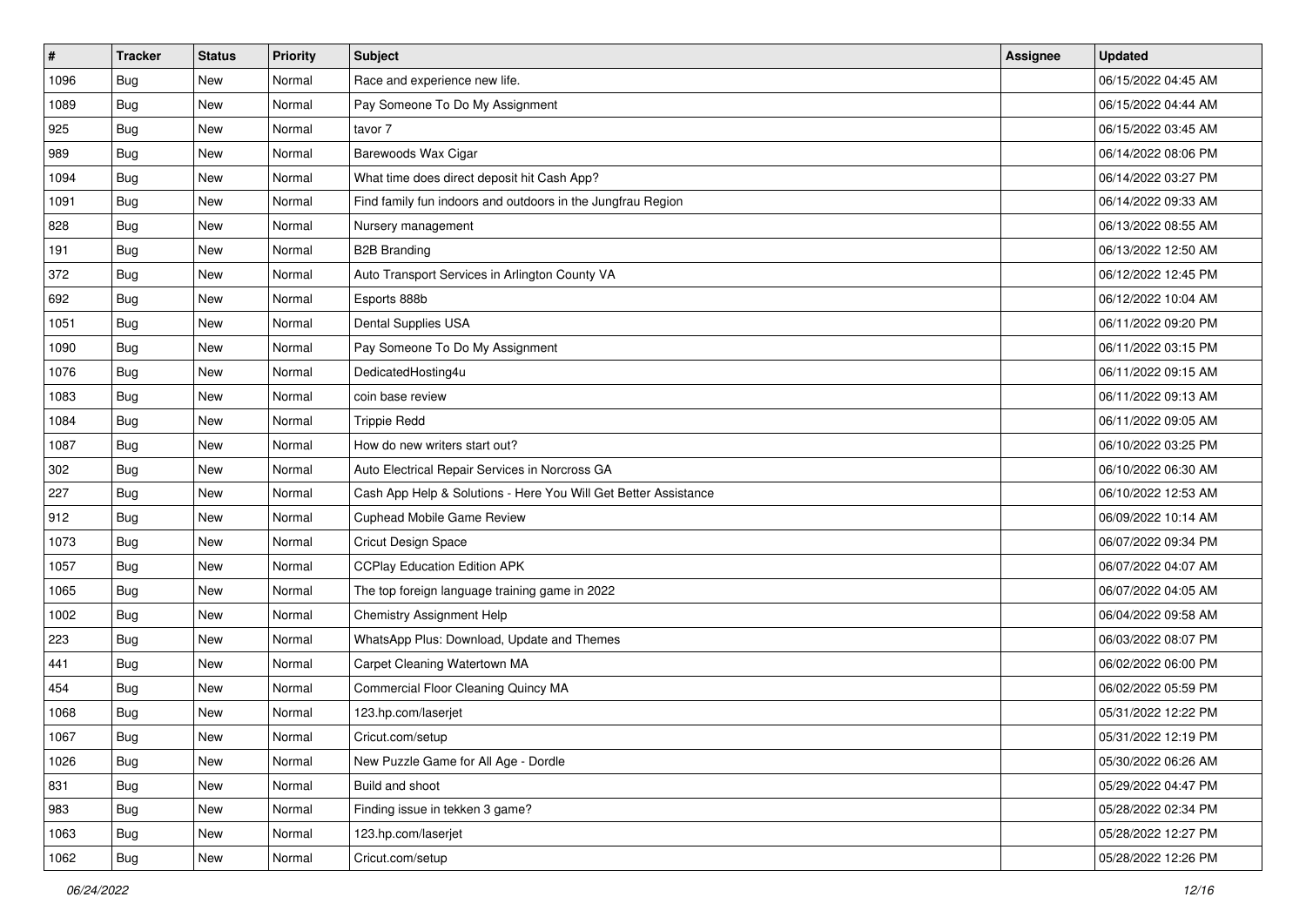| # | Tracker | Status | Priority | Subject | Assignee | Updated |
|---|---|---|---|---|---|---|
| 1096 | Bug | New | Normal | Race and experience new life. | | 06/15/2022 04:45 AM |
| 1089 | Bug | New | Normal | Pay Someone To Do My Assignment | | 06/15/2022 04:44 AM |
| 925 | Bug | New | Normal | tavor 7 | | 06/15/2022 03:45 AM |
| 989 | Bug | New | Normal | Barewoods Wax Cigar | | 06/14/2022 08:06 PM |
| 1094 | Bug | New | Normal | What time does direct deposit hit Cash App? | | 06/14/2022 03:27 PM |
| 1091 | Bug | New | Normal | Find family fun indoors and outdoors in the Jungfrau Region | | 06/14/2022 09:33 AM |
| 828 | Bug | New | Normal | Nursery management | | 06/13/2022 08:55 AM |
| 191 | Bug | New | Normal | B2B Branding | | 06/13/2022 12:50 AM |
| 372 | Bug | New | Normal | Auto Transport Services in Arlington County VA | | 06/12/2022 12:45 PM |
| 692 | Bug | New | Normal | Esports 888b | | 06/12/2022 10:04 AM |
| 1051 | Bug | New | Normal | Dental Supplies USA | | 06/11/2022 09:20 PM |
| 1090 | Bug | New | Normal | Pay Someone To Do My Assignment | | 06/11/2022 03:15 PM |
| 1076 | Bug | New | Normal | DedicatedHosting4u | | 06/11/2022 09:15 AM |
| 1083 | Bug | New | Normal | coin base review | | 06/11/2022 09:13 AM |
| 1084 | Bug | New | Normal | Trippie Redd | | 06/11/2022 09:05 AM |
| 1087 | Bug | New | Normal | How do new writers start out? | | 06/10/2022 03:25 PM |
| 302 | Bug | New | Normal | Auto Electrical Repair Services in Norcross GA | | 06/10/2022 06:30 AM |
| 227 | Bug | New | Normal | Cash App Help & Solutions - Here You Will Get Better Assistance | | 06/10/2022 12:53 AM |
| 912 | Bug | New | Normal | Cuphead Mobile Game Review | | 06/09/2022 10:14 AM |
| 1073 | Bug | New | Normal | Cricut Design Space | | 06/07/2022 09:34 PM |
| 1057 | Bug | New | Normal | CCPlay Education Edition APK | | 06/07/2022 04:07 AM |
| 1065 | Bug | New | Normal | The top foreign language training game in 2022 | | 06/07/2022 04:05 AM |
| 1002 | Bug | New | Normal | Chemistry Assignment Help | | 06/04/2022 09:58 AM |
| 223 | Bug | New | Normal | WhatsApp Plus: Download, Update and Themes | | 06/03/2022 08:07 PM |
| 441 | Bug | New | Normal | Carpet Cleaning Watertown MA | | 06/02/2022 06:00 PM |
| 454 | Bug | New | Normal | Commercial Floor Cleaning Quincy MA | | 06/02/2022 05:59 PM |
| 1068 | Bug | New | Normal | 123.hp.com/laserjet | | 05/31/2022 12:22 PM |
| 1067 | Bug | New | Normal | Cricut.com/setup | | 05/31/2022 12:19 PM |
| 1026 | Bug | New | Normal | New Puzzle Game for All Age - Dordle | | 05/30/2022 06:26 AM |
| 831 | Bug | New | Normal | Build and shoot | | 05/29/2022 04:47 PM |
| 983 | Bug | New | Normal | Finding issue in tekken 3 game? | | 05/28/2022 02:34 PM |
| 1063 | Bug | New | Normal | 123.hp.com/laserjet | | 05/28/2022 12:27 PM |
| 1062 | Bug | New | Normal | Cricut.com/setup | | 05/28/2022 12:26 PM |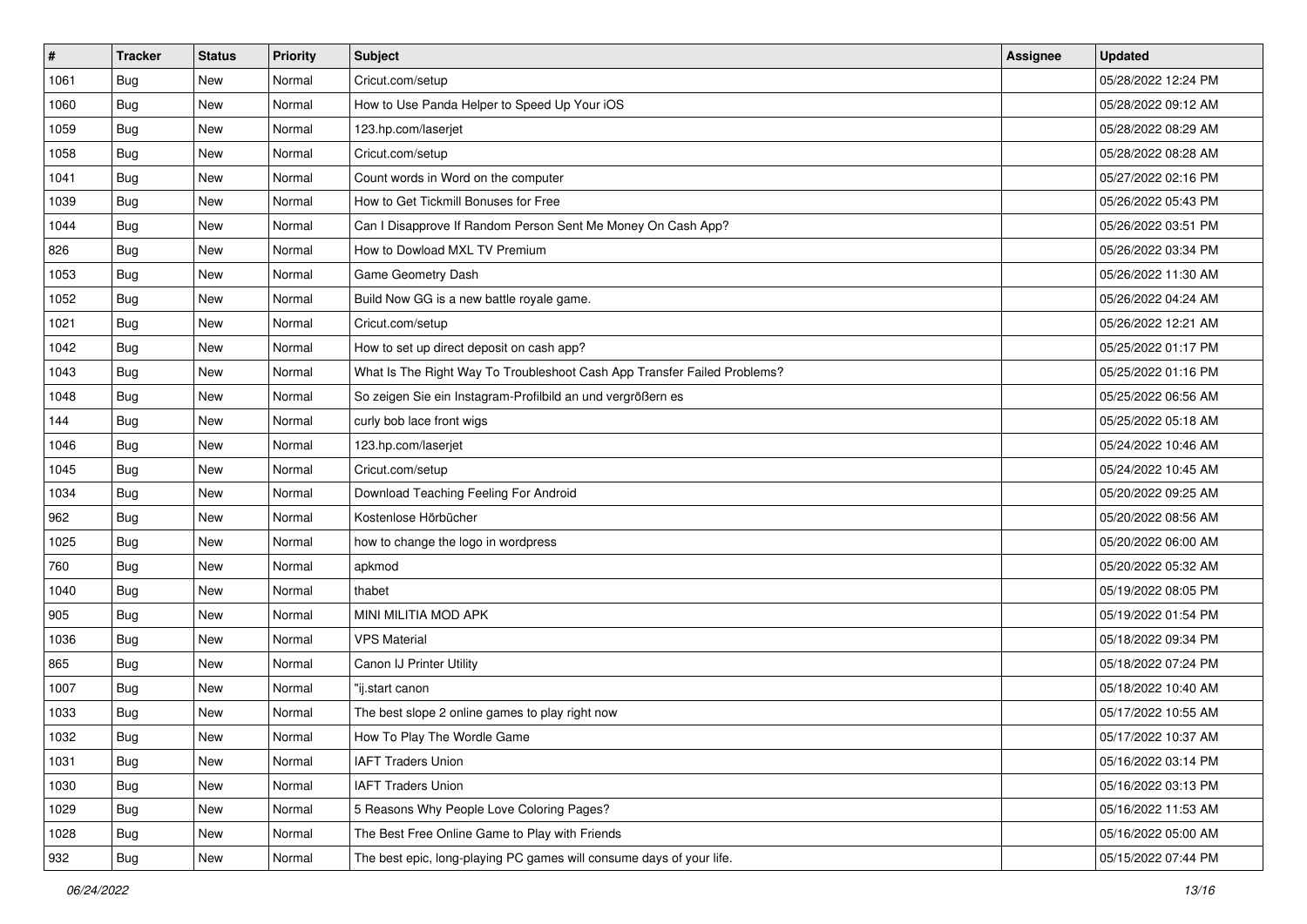| # | Tracker | Status | Priority | Subject | Assignee | Updated |
| --- | --- | --- | --- | --- | --- | --- |
| 1061 | Bug | New | Normal | Cricut.com/setup | | 05/28/2022 12:24 PM |
| 1060 | Bug | New | Normal | How to Use Panda Helper to Speed Up Your iOS | | 05/28/2022 09:12 AM |
| 1059 | Bug | New | Normal | 123.hp.com/laserjet | | 05/28/2022 08:29 AM |
| 1058 | Bug | New | Normal | Cricut.com/setup | | 05/28/2022 08:28 AM |
| 1041 | Bug | New | Normal | Count words in Word on the computer | | 05/27/2022 02:16 PM |
| 1039 | Bug | New | Normal | How to Get Tickmill Bonuses for Free | | 05/26/2022 05:43 PM |
| 1044 | Bug | New | Normal | Can I Disapprove If Random Person Sent Me Money On Cash App? | | 05/26/2022 03:51 PM |
| 826 | Bug | New | Normal | How to Dowload MXL TV Premium | | 05/26/2022 03:34 PM |
| 1053 | Bug | New | Normal | Game Geometry Dash | | 05/26/2022 11:30 AM |
| 1052 | Bug | New | Normal | Build Now GG is a new battle royale game. | | 05/26/2022 04:24 AM |
| 1021 | Bug | New | Normal | Cricut.com/setup | | 05/26/2022 12:21 AM |
| 1042 | Bug | New | Normal | How to set up direct deposit on cash app? | | 05/25/2022 01:17 PM |
| 1043 | Bug | New | Normal | What Is The Right Way To Troubleshoot Cash App Transfer Failed Problems? | | 05/25/2022 01:16 PM |
| 1048 | Bug | New | Normal | So zeigen Sie ein Instagram-Profilbild an und vergrößern es | | 05/25/2022 06:56 AM |
| 144 | Bug | New | Normal | curly bob lace front wigs | | 05/25/2022 05:18 AM |
| 1046 | Bug | New | Normal | 123.hp.com/laserjet | | 05/24/2022 10:46 AM |
| 1045 | Bug | New | Normal | Cricut.com/setup | | 05/24/2022 10:45 AM |
| 1034 | Bug | New | Normal | Download Teaching Feeling For Android | | 05/20/2022 09:25 AM |
| 962 | Bug | New | Normal | Kostenlose Hörbücher | | 05/20/2022 08:56 AM |
| 1025 | Bug | New | Normal | how to change the logo in wordpress | | 05/20/2022 06:00 AM |
| 760 | Bug | New | Normal | apkmod | | 05/20/2022 05:32 AM |
| 1040 | Bug | New | Normal | thabet | | 05/19/2022 08:05 PM |
| 905 | Bug | New | Normal | MINI MILITIA MOD APK | | 05/19/2022 01:54 PM |
| 1036 | Bug | New | Normal | VPS Material | | 05/18/2022 09:34 PM |
| 865 | Bug | New | Normal | Canon IJ Printer Utility | | 05/18/2022 07:24 PM |
| 1007 | Bug | New | Normal | "ij.start canon | | 05/18/2022 10:40 AM |
| 1033 | Bug | New | Normal | The best slope 2 online games to play right now | | 05/17/2022 10:55 AM |
| 1032 | Bug | New | Normal | How To Play The Wordle Game | | 05/17/2022 10:37 AM |
| 1031 | Bug | New | Normal | IAFT Traders Union | | 05/16/2022 03:14 PM |
| 1030 | Bug | New | Normal | IAFT Traders Union | | 05/16/2022 03:13 PM |
| 1029 | Bug | New | Normal | 5 Reasons Why People Love Coloring Pages? | | 05/16/2022 11:53 AM |
| 1028 | Bug | New | Normal | The Best Free Online Game to Play with Friends | | 05/16/2022 05:00 AM |
| 932 | Bug | New | Normal | The best epic, long-playing PC games will consume days of your life. | | 05/15/2022 07:44 PM |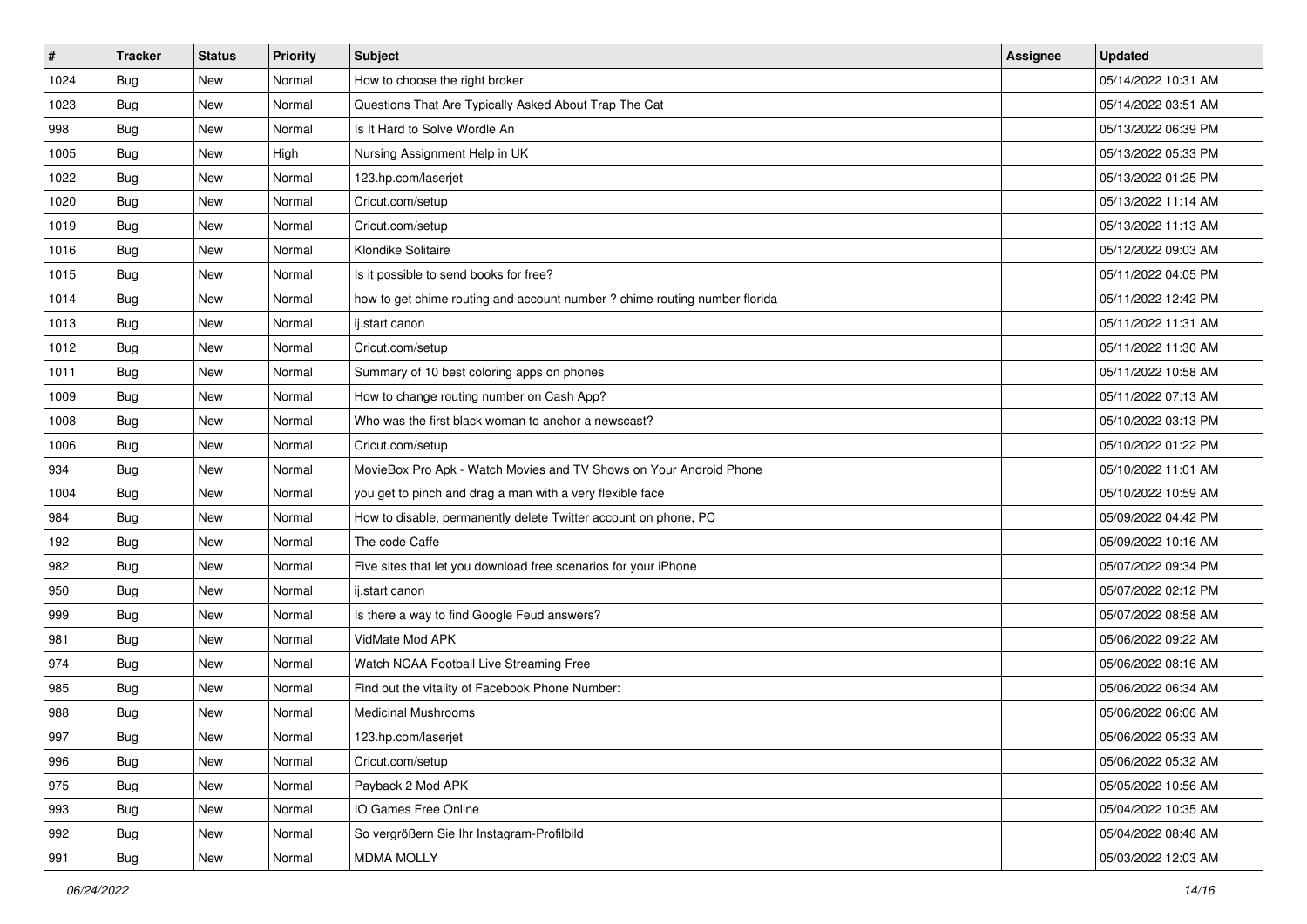| # | Tracker | Status | Priority | Subject | Assignee | Updated |
|---|---|---|---|---|---|---|
| 1024 | Bug | New | Normal | How to choose the right broker | | 05/14/2022 10:31 AM |
| 1023 | Bug | New | Normal | Questions That Are Typically Asked About Trap The Cat | | 05/14/2022 03:51 AM |
| 998 | Bug | New | Normal | Is It Hard to Solve Wordle An | | 05/13/2022 06:39 PM |
| 1005 | Bug | New | High | Nursing Assignment Help in UK | | 05/13/2022 05:33 PM |
| 1022 | Bug | New | Normal | 123.hp.com/laserjet | | 05/13/2022 01:25 PM |
| 1020 | Bug | New | Normal | Cricut.com/setup | | 05/13/2022 11:14 AM |
| 1019 | Bug | New | Normal | Cricut.com/setup | | 05/13/2022 11:13 AM |
| 1016 | Bug | New | Normal | Klondike Solitaire | | 05/12/2022 09:03 AM |
| 1015 | Bug | New | Normal | Is it possible to send books for free? | | 05/11/2022 04:05 PM |
| 1014 | Bug | New | Normal | how to get chime routing and account number ? chime routing number florida | | 05/11/2022 12:42 PM |
| 1013 | Bug | New | Normal | ij.start canon | | 05/11/2022 11:31 AM |
| 1012 | Bug | New | Normal | Cricut.com/setup | | 05/11/2022 11:30 AM |
| 1011 | Bug | New | Normal | Summary of 10 best coloring apps on phones | | 05/11/2022 10:58 AM |
| 1009 | Bug | New | Normal | How to change routing number on Cash App? | | 05/11/2022 07:13 AM |
| 1008 | Bug | New | Normal | Who was the first black woman to anchor a newscast? | | 05/10/2022 03:13 PM |
| 1006 | Bug | New | Normal | Cricut.com/setup | | 05/10/2022 01:22 PM |
| 934 | Bug | New | Normal | MovieBox Pro Apk - Watch Movies and TV Shows on Your Android Phone | | 05/10/2022 11:01 AM |
| 1004 | Bug | New | Normal | you get to pinch and drag a man with a very flexible face | | 05/10/2022 10:59 AM |
| 984 | Bug | New | Normal | How to disable, permanently delete Twitter account on phone, PC | | 05/09/2022 04:42 PM |
| 192 | Bug | New | Normal | The code Caffe | | 05/09/2022 10:16 AM |
| 982 | Bug | New | Normal | Five sites that let you download free scenarios for your iPhone | | 05/07/2022 09:34 PM |
| 950 | Bug | New | Normal | ij.start canon | | 05/07/2022 02:12 PM |
| 999 | Bug | New | Normal | Is there a way to find Google Feud answers? | | 05/07/2022 08:58 AM |
| 981 | Bug | New | Normal | VidMate Mod APK | | 05/06/2022 09:22 AM |
| 974 | Bug | New | Normal | Watch NCAA Football Live Streaming Free | | 05/06/2022 08:16 AM |
| 985 | Bug | New | Normal | Find out the vitality of Facebook Phone Number: | | 05/06/2022 06:34 AM |
| 988 | Bug | New | Normal | Medicinal Mushrooms | | 05/06/2022 06:06 AM |
| 997 | Bug | New | Normal | 123.hp.com/laserjet | | 05/06/2022 05:33 AM |
| 996 | Bug | New | Normal | Cricut.com/setup | | 05/06/2022 05:32 AM |
| 975 | Bug | New | Normal | Payback 2 Mod APK | | 05/05/2022 10:56 AM |
| 993 | Bug | New | Normal | IO Games Free Online | | 05/04/2022 10:35 AM |
| 992 | Bug | New | Normal | So vergrößern Sie Ihr Instagram-Profilbild | | 05/04/2022 08:46 AM |
| 991 | Bug | New | Normal | MDMA MOLLY | | 05/03/2022 12:03 AM |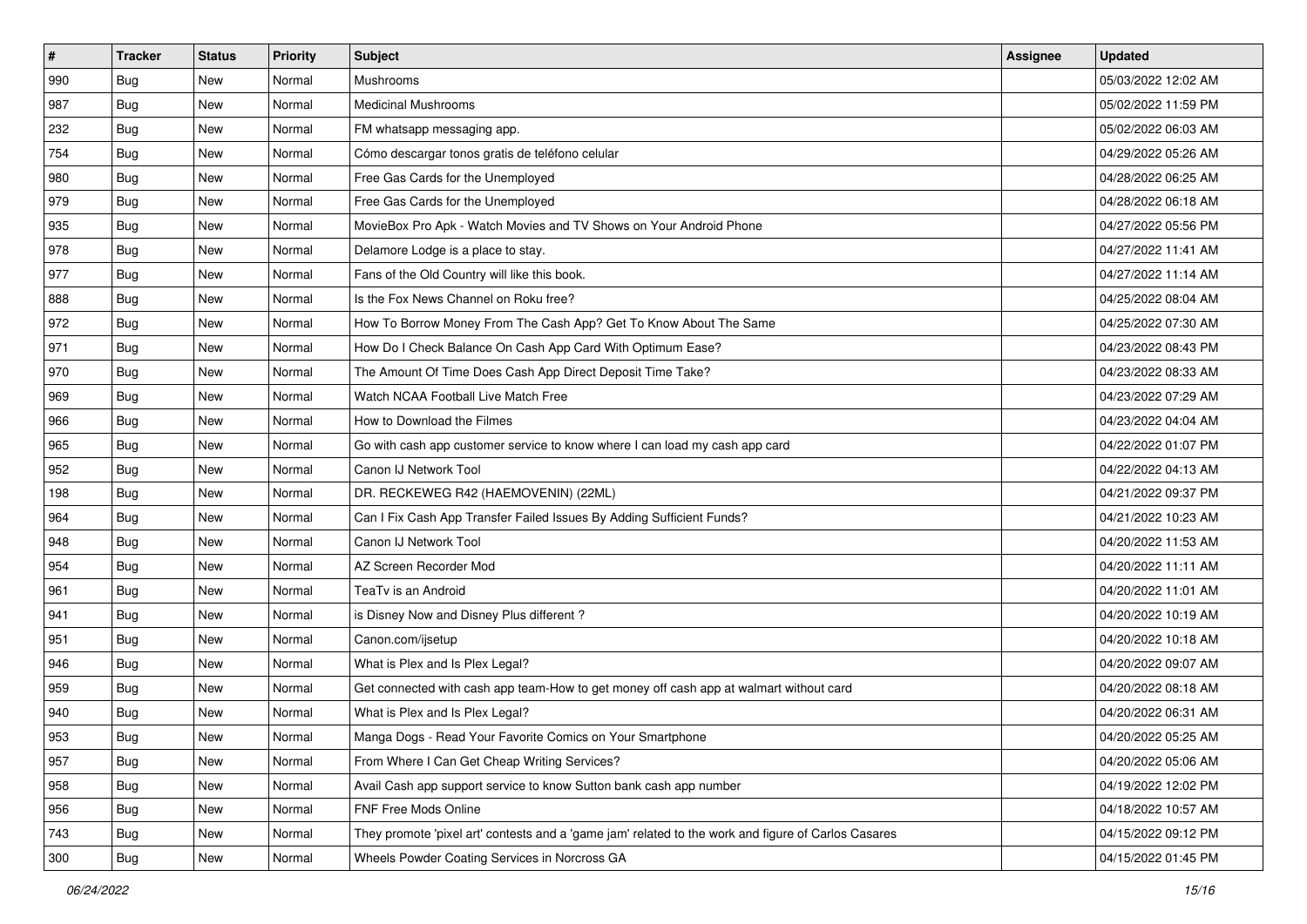| # | Tracker | Status | Priority | Subject | Assignee | Updated |
|---|---|---|---|---|---|---|
| 990 | Bug | New | Normal | Mushrooms | | 05/03/2022 12:02 AM |
| 987 | Bug | New | Normal | Medicinal Mushrooms | | 05/02/2022 11:59 PM |
| 232 | Bug | New | Normal | FM whatsapp messaging app. | | 05/02/2022 06:03 AM |
| 754 | Bug | New | Normal | Cómo descargar tonos gratis de teléfono celular | | 04/29/2022 05:26 AM |
| 980 | Bug | New | Normal | Free Gas Cards for the Unemployed | | 04/28/2022 06:25 AM |
| 979 | Bug | New | Normal | Free Gas Cards for the Unemployed | | 04/28/2022 06:18 AM |
| 935 | Bug | New | Normal | MovieBox Pro Apk - Watch Movies and TV Shows on Your Android Phone | | 04/27/2022 05:56 PM |
| 978 | Bug | New | Normal | Delamore Lodge is a place to stay. | | 04/27/2022 11:41 AM |
| 977 | Bug | New | Normal | Fans of the Old Country will like this book. | | 04/27/2022 11:14 AM |
| 888 | Bug | New | Normal | Is the Fox News Channel on Roku free? | | 04/25/2022 08:04 AM |
| 972 | Bug | New | Normal | How To Borrow Money From The Cash App? Get To Know About The Same | | 04/25/2022 07:30 AM |
| 971 | Bug | New | Normal | How Do I Check Balance On Cash App Card With Optimum Ease? | | 04/23/2022 08:43 PM |
| 970 | Bug | New | Normal | The Amount Of Time Does Cash App Direct Deposit Time Take? | | 04/23/2022 08:33 AM |
| 969 | Bug | New | Normal | Watch NCAA Football Live Match Free | | 04/23/2022 07:29 AM |
| 966 | Bug | New | Normal | How to Download the Filmes | | 04/23/2022 04:04 AM |
| 965 | Bug | New | Normal | Go with cash app customer service to know where I can load my cash app card | | 04/22/2022 01:07 PM |
| 952 | Bug | New | Normal | Canon IJ Network Tool | | 04/22/2022 04:13 AM |
| 198 | Bug | New | Normal | DR. RECKEWEG R42 (HAEMOVENIN) (22ML) | | 04/21/2022 09:37 PM |
| 964 | Bug | New | Normal | Can I Fix Cash App Transfer Failed Issues By Adding Sufficient Funds? | | 04/21/2022 10:23 AM |
| 948 | Bug | New | Normal | Canon IJ Network Tool | | 04/20/2022 11:53 AM |
| 954 | Bug | New | Normal | AZ Screen Recorder Mod | | 04/20/2022 11:11 AM |
| 961 | Bug | New | Normal | TeaTv is an Android | | 04/20/2022 11:01 AM |
| 941 | Bug | New | Normal | is Disney Now and Disney Plus different ? | | 04/20/2022 10:19 AM |
| 951 | Bug | New | Normal | Canon.com/ijsetup | | 04/20/2022 10:18 AM |
| 946 | Bug | New | Normal | What is Plex and Is Plex Legal? | | 04/20/2022 09:07 AM |
| 959 | Bug | New | Normal | Get connected with cash app team-How to get money off cash app at walmart without card | | 04/20/2022 08:18 AM |
| 940 | Bug | New | Normal | What is Plex and Is Plex Legal? | | 04/20/2022 06:31 AM |
| 953 | Bug | New | Normal | Manga Dogs - Read Your Favorite Comics on Your Smartphone | | 04/20/2022 05:25 AM |
| 957 | Bug | New | Normal | From Where I Can Get Cheap Writing Services? | | 04/20/2022 05:06 AM |
| 958 | Bug | New | Normal | Avail Cash app support service to know Sutton bank cash app number | | 04/19/2022 12:02 PM |
| 956 | Bug | New | Normal | FNF Free Mods Online | | 04/18/2022 10:57 AM |
| 743 | Bug | New | Normal | They promote 'pixel art' contests and a 'game jam' related to the work and figure of Carlos Casares | | 04/15/2022 09:12 PM |
| 300 | Bug | New | Normal | Wheels Powder Coating Services in Norcross GA | | 04/15/2022 01:45 PM |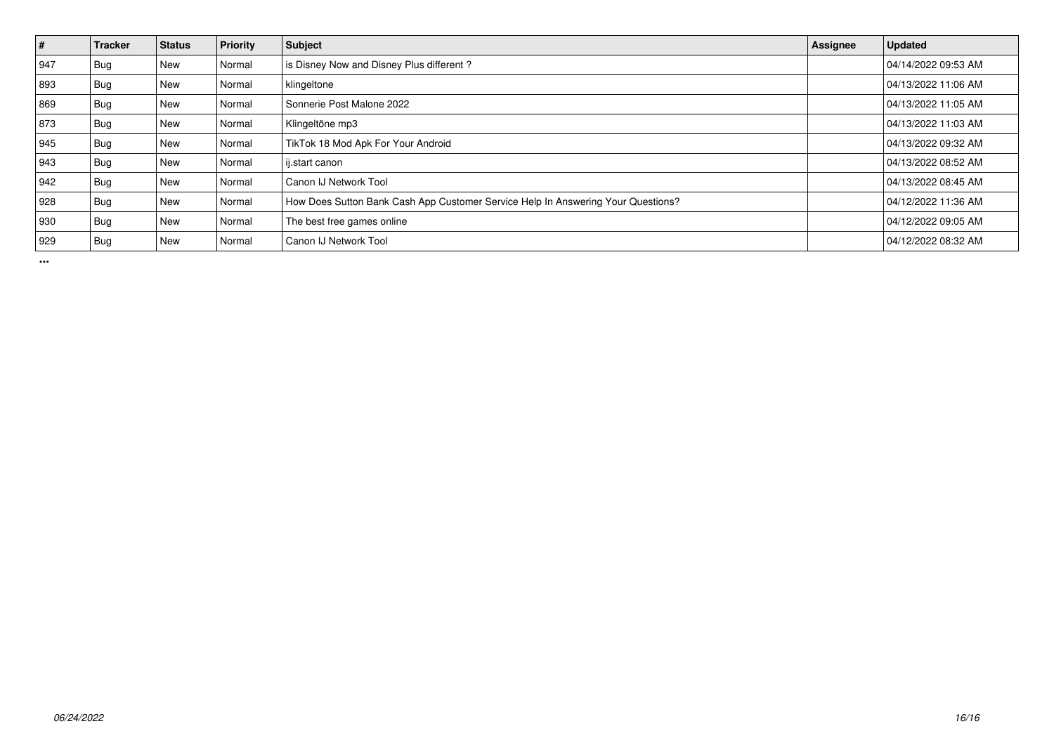| # | Tracker | Status | Priority | Subject | Assignee | Updated |
|---|---|---|---|---|---|---|
| 947 | Bug | New | Normal | is Disney Now and Disney Plus different ? | | 04/14/2022 09:53 AM |
| 893 | Bug | New | Normal | klingeltone | | 04/13/2022 11:06 AM |
| 869 | Bug | New | Normal | Sonnerie Post Malone 2022 | | 04/13/2022 11:05 AM |
| 873 | Bug | New | Normal | Klingeltöne mp3 | | 04/13/2022 11:03 AM |
| 945 | Bug | New | Normal | TikTok 18 Mod Apk For Your Android | | 04/13/2022 09:32 AM |
| 943 | Bug | New | Normal | ij.start canon | | 04/13/2022 08:52 AM |
| 942 | Bug | New | Normal | Canon IJ Network Tool | | 04/13/2022 08:45 AM |
| 928 | Bug | New | Normal | How Does Sutton Bank Cash App Customer Service Help In Answering Your Questions? | | 04/12/2022 11:36 AM |
| 930 | Bug | New | Normal | The best free games online | | 04/12/2022 09:05 AM |
| 929 | Bug | New | Normal | Canon IJ Network Tool | | 04/12/2022 08:32 AM |

...